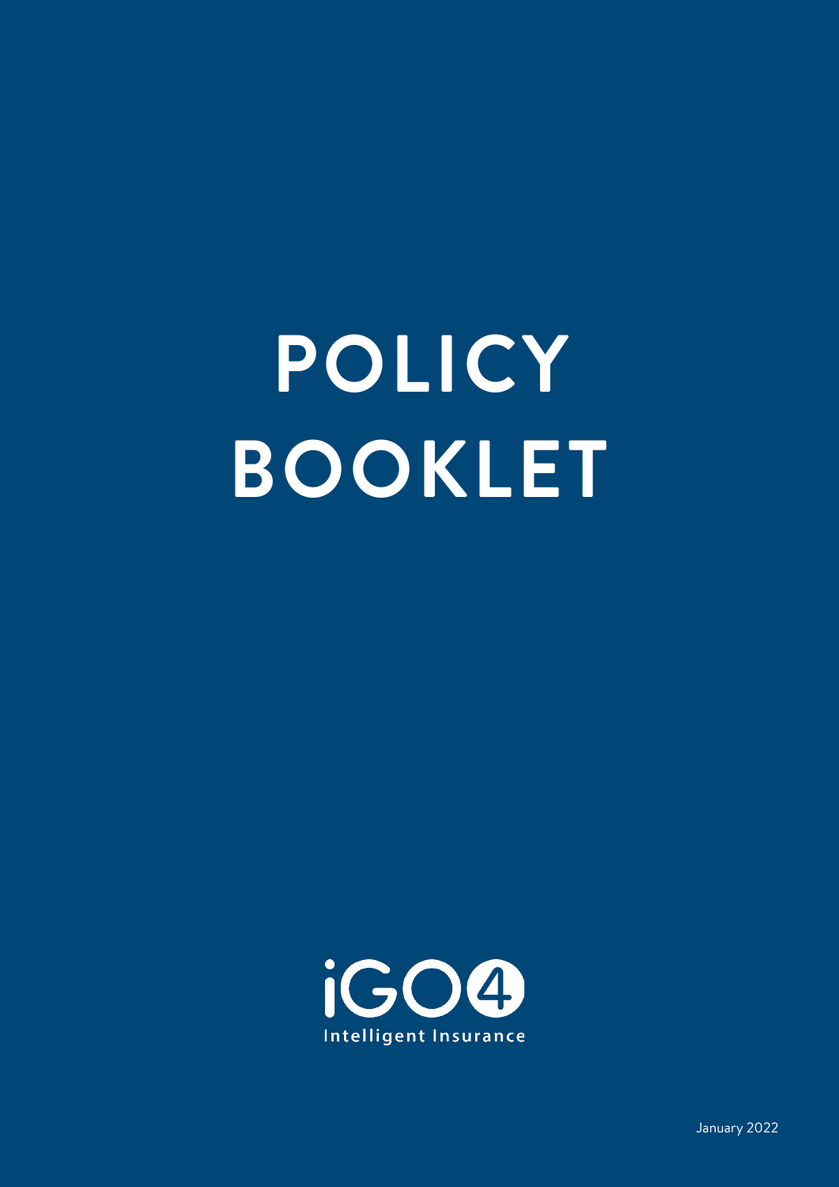# POLICY BOOKLET

iGO4

Intelligent Insurance

January 2022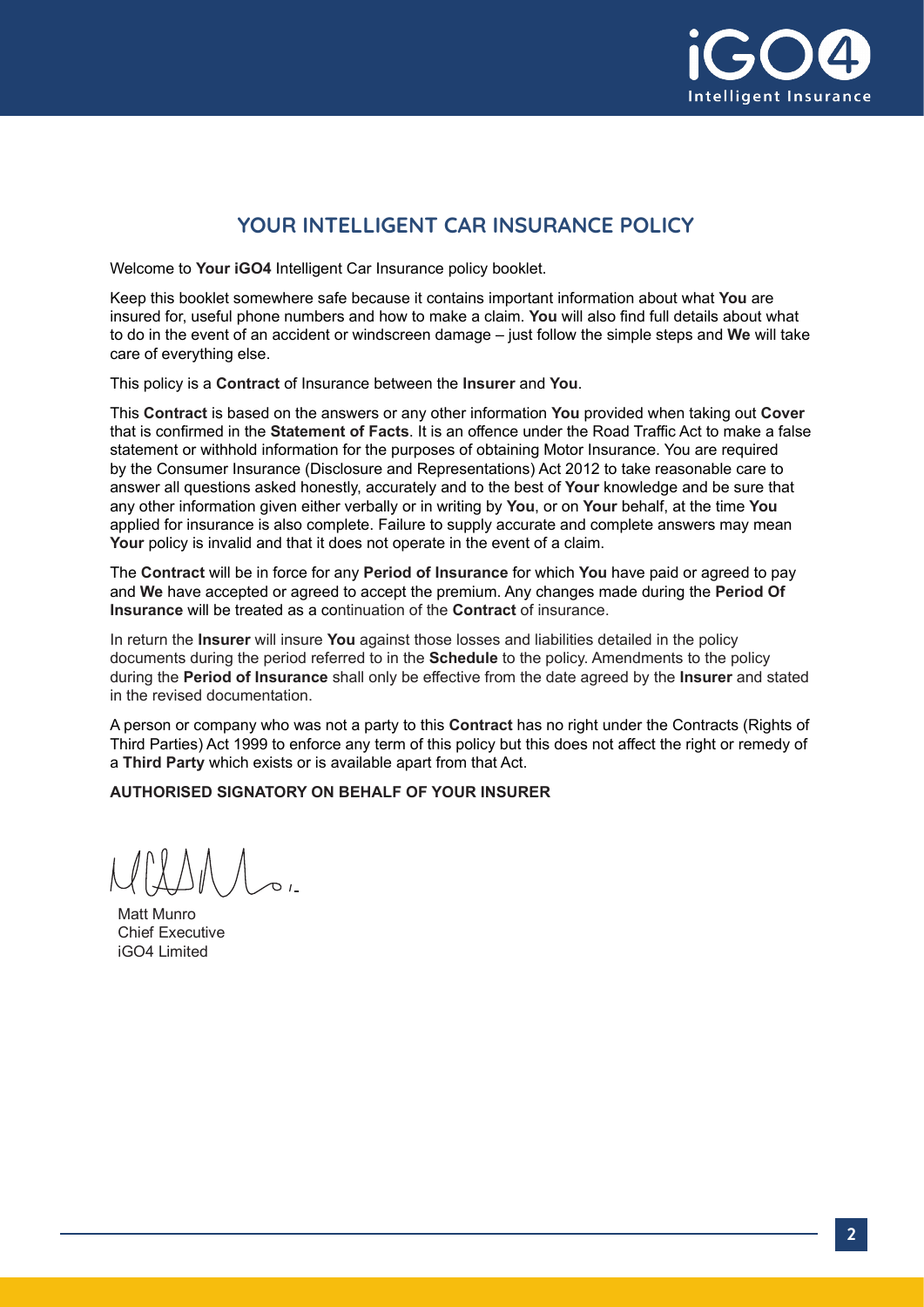# YOUR INTELLIGENT CAR INSURANCE POLICY

Welcome to **Your iGO4** Intelligent Car Insurance policy booklet.

Keep this booklet somewhere safe because it contains important information about what **You** are insured for, useful phone numbers and how to make a claim. **You** will also find full details about what to do in the event of an accident or windscreen damage – just follow the simple steps and **We** will take care of everything else.

This policy is a **Contract** of Insurance between the **Insurer** and **You**.

This **Contract** is based on the answers or any other information **You** provided when taking out **Cover** that is confirmed in the **Statement of Facts**. It is an offence under the Road Traffic Act to make a false statement or withhold information for the purposes of obtaining Motor Insurance. You are required by the Consumer Insurance (Disclosure and Representations) Act 2012 to take reasonable care to answer all questions asked honestly, accurately and to the best of **Your** knowledge and be sure that any other information given either verbally or in writing by **You**, or on **Your** behalf, at the time **You** applied for insurance is also complete. Failure to supply accurate and complete answers may mean **Your** policy is invalid and that it does not operate in the event of a claim.

The **Contract** will be in force for any **Period of Insurance** for which **You** have paid or agreed to pay and **We** have accepted or agreed to accept the premium. Any changes made during the **Period Of Insurance** will be treated as a continuation of the **Contract** of insurance.

In return the **Insurer** will insure **You** against those losses and liabilities detailed in the policy documents during the period referred to in the **Schedule** to the policy. Amendments to the policy during the **Period of Insurance** shall only be effective from the date agreed by the **Insurer** and stated in the revised documentation.

A person or company who was not a party to this **Contract** has no right under the Contracts (Rights of Third Parties) Act 1999 to enforce any term of this policy but this does not affect the right or remedy of a **Third Party** which exists or is available apart from that Act.

**AUTHORISED SIGNATORY ON BEHALF OF YOUR INSURER**

Matt Munro
Chief Executive
iGO4 Limited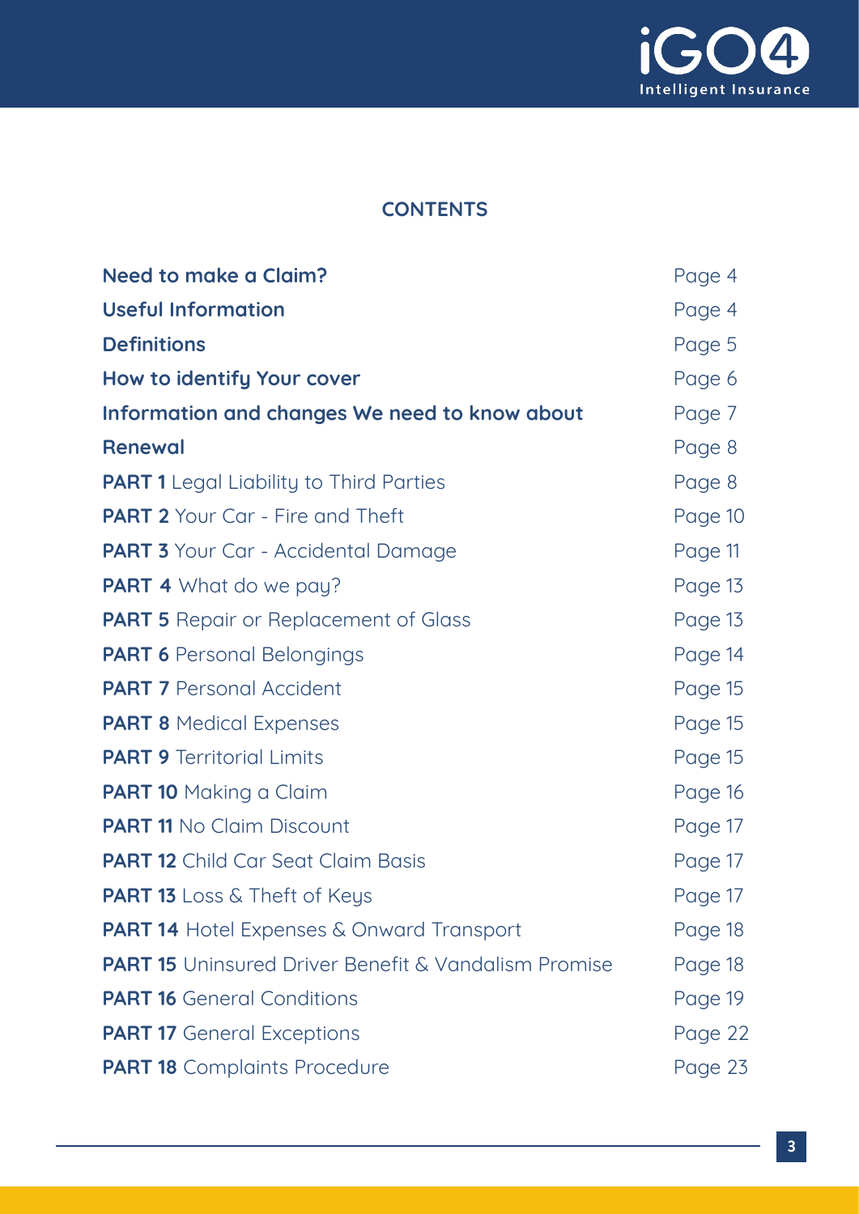## CONTENTS

| | |
|---|---|
| **Need to make a Claim?** | Page 4 |
| **Useful Information** | Page 4 |
| **Definitions** | Page 5 |
| **How to identify Your cover** | Page 6 |
| **Information and changes We need to know about** | Page 7 |
| **Renewal** | Page 8 |
| **PART 1** Legal Liability to Third Parties | Page 8 |
| **PART 2** Your Car - Fire and Theft | Page 10 |
| **PART 3** Your Car - Accidental Damage | Page 11 |
| **PART 4** What do we pay? | Page 13 |
| **PART 5** Repair or Replacement of Glass | Page 13 |
| **PART 6** Personal Belongings | Page 14 |
| **PART 7** Personal Accident | Page 15 |
| **PART 8** Medical Expenses | Page 15 |
| **PART 9** Territorial Limits | Page 15 |
| **PART 10** Making a Claim | Page 16 |
| **PART 11** No Claim Discount | Page 17 |
| **PART 12** Child Car Seat Claim Basis | Page 17 |
| **PART 13** Loss & Theft of Keys | Page 17 |
| **PART 14** Hotel Expenses & Onward Transport | Page 18 |
| **PART 15** Uninsured Driver Benefit & Vandalism Promise | Page 18 |
| **PART 16** General Conditions | Page 19 |
| **PART 17** General Exceptions | Page 22 |
| **PART 18** Complaints Procedure | Page 23 |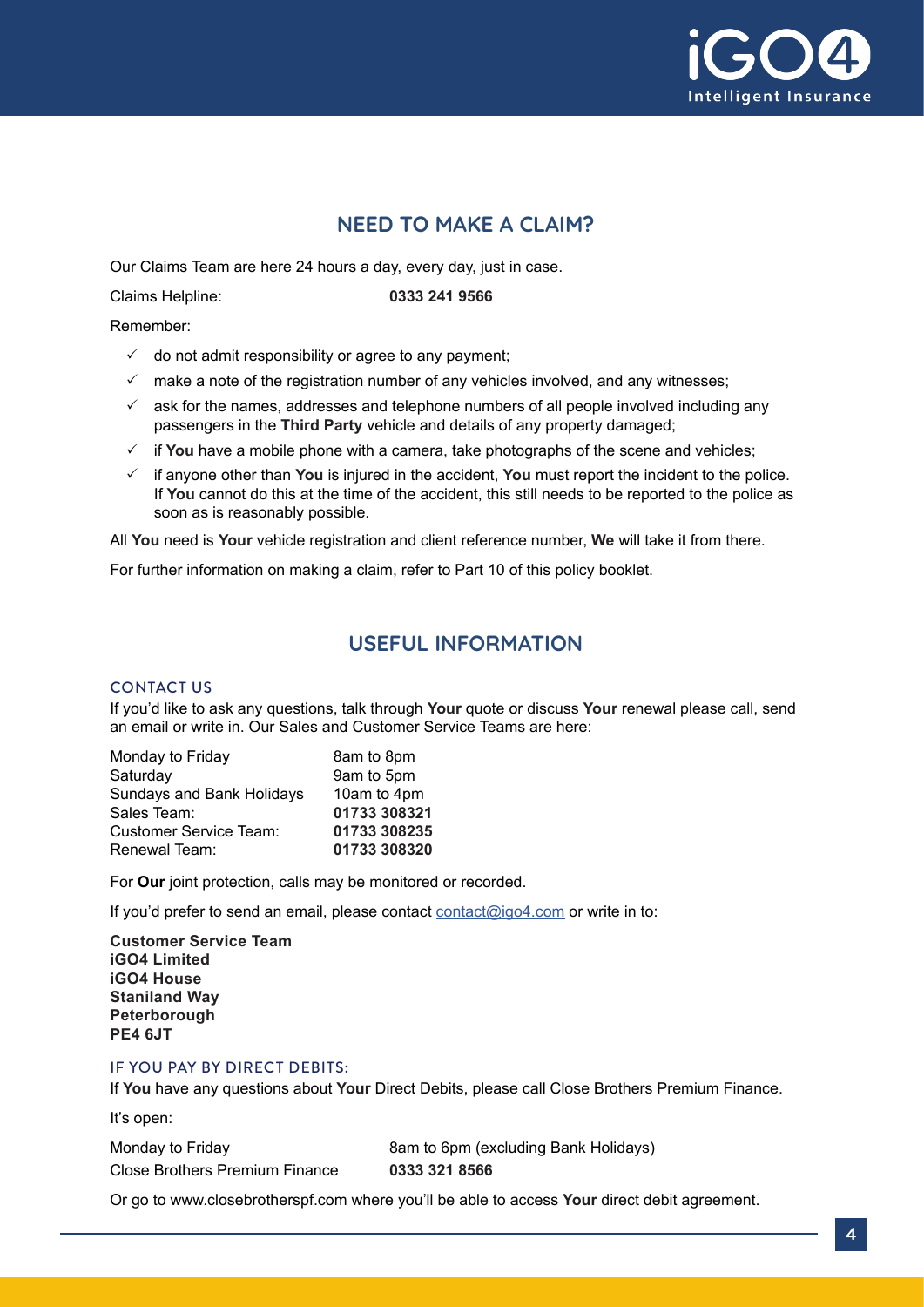## NEED TO MAKE A CLAIM?

Our Claims Team are here 24 hours a day, every day, just in case.

Claims Helpline: **0333 241 9566**

Remember:

- ✓ do not admit responsibility or agree to any payment;
- ✓ make a note of the registration number of any vehicles involved, and any witnesses;
- ✓ ask for the names, addresses and telephone numbers of all people involved including any passengers in the **Third Party** vehicle and details of any property damaged;
- ✓ if **You** have a mobile phone with a camera, take photographs of the scene and vehicles;
- ✓ if anyone other than **You** is injured in the accident, **You** must report the incident to the police. If **You** cannot do this at the time of the accident, this still needs to be reported to the police as soon as is reasonably possible.

All **You** need is **Your** vehicle registration and client reference number, **We** will take it from there.

For further information on making a claim, refer to Part 10 of this policy booklet.

## USEFUL INFORMATION

### CONTACT US

If you'd like to ask any questions, talk through **Your** quote or discuss **Your** renewal please call, send an email or write in. Our Sales and Customer Service Teams are here:

| | |
|---|---|
| Monday to Friday | 8am to 8pm |
| Saturday | 9am to 5pm |
| Sundays and Bank Holidays | 10am to 4pm |
| Sales Team: | **01733 308321** |
| Customer Service Team: | **01733 308235** |
| Renewal Team: | **01733 308320** |

For **Our** joint protection, calls may be monitored or recorded.

If you'd prefer to send an email, please contact contact@igo4.com or write in to:

**Customer Service Team**
**iGO4 Limited**
**iGO4 House**
**Staniland Way**
**Peterborough**
**PE4 6JT**

### IF YOU PAY BY DIRECT DEBITS:

If **You** have any questions about **Your** Direct Debits, please call Close Brothers Premium Finance.

It's open:

| | |
|---|---|
| Monday to Friday | 8am to 6pm (excluding Bank Holidays) |
| Close Brothers Premium Finance | **0333 321 8566** |

Or go to www.closebrotherspf.com where you'll be able to access **Your** direct debit agreement.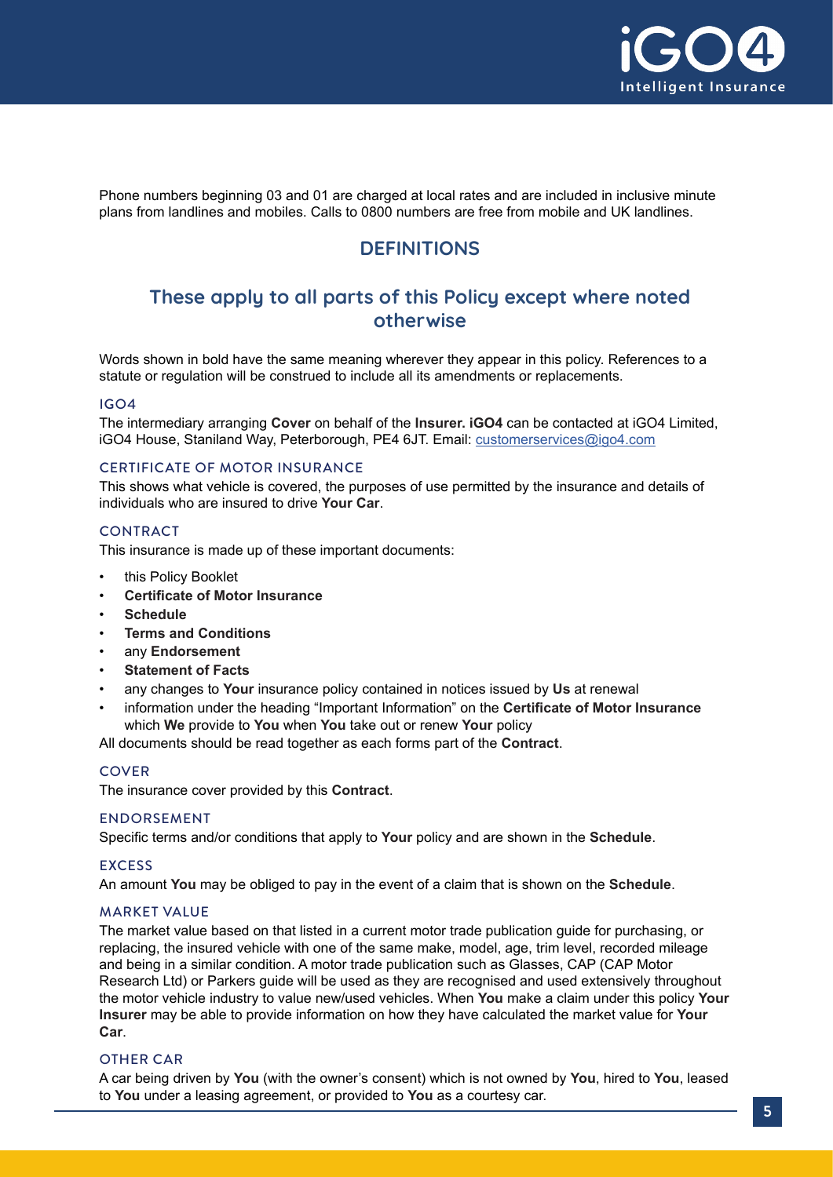Phone numbers beginning 03 and 01 are charged at local rates and are included in inclusive minute plans from landlines and mobiles. Calls to 0800 numbers are free from mobile and UK landlines.

# DEFINITIONS

## These apply to all parts of this Policy except where noted otherwise

Words shown in bold have the same meaning wherever they appear in this policy. References to a statute or regulation will be construed to include all its amendments or replacements.

### IGO4

The intermediary arranging **Cover** on behalf of the **Insurer. iGO4** can be contacted at iGO4 Limited, iGO4 House, Staniland Way, Peterborough, PE4 6JT. Email: customerservices@igo4.com

### CERTIFICATE OF MOTOR INSURANCE

This shows what vehicle is covered, the purposes of use permitted by the insurance and details of individuals who are insured to drive **Your Car**.

### CONTRACT

This insurance is made up of these important documents:

- this Policy Booklet
- **Certificate of Motor Insurance**
- **Schedule**
- **Terms and Conditions**
- any **Endorsement**
- **Statement of Facts**
- any changes to **Your** insurance policy contained in notices issued by **Us** at renewal
- information under the heading "Important Information" on the **Certificate of Motor Insurance** which **We** provide to **You** when **You** take out or renew **Your** policy

All documents should be read together as each forms part of the **Contract**.

### COVER

The insurance cover provided by this **Contract**.

### ENDORSEMENT

Specific terms and/or conditions that apply to **Your** policy and are shown in the **Schedule**.

### EXCESS

An amount **You** may be obliged to pay in the event of a claim that is shown on the **Schedule**.

### MARKET VALUE

The market value based on that listed in a current motor trade publication guide for purchasing, or replacing, the insured vehicle with one of the same make, model, age, trim level, recorded mileage and being in a similar condition. A motor trade publication such as Glasses, CAP (CAP Motor Research Ltd) or Parkers guide will be used as they are recognised and used extensively throughout the motor vehicle industry to value new/used vehicles. When **You** make a claim under this policy **Your Insurer** may be able to provide information on how they have calculated the market value for **Your Car**.

### OTHER CAR

A car being driven by **You** (with the owner's consent) which is not owned by **You**, hired to **You**, leased to **You** under a leasing agreement, or provided to **You** as a courtesy car.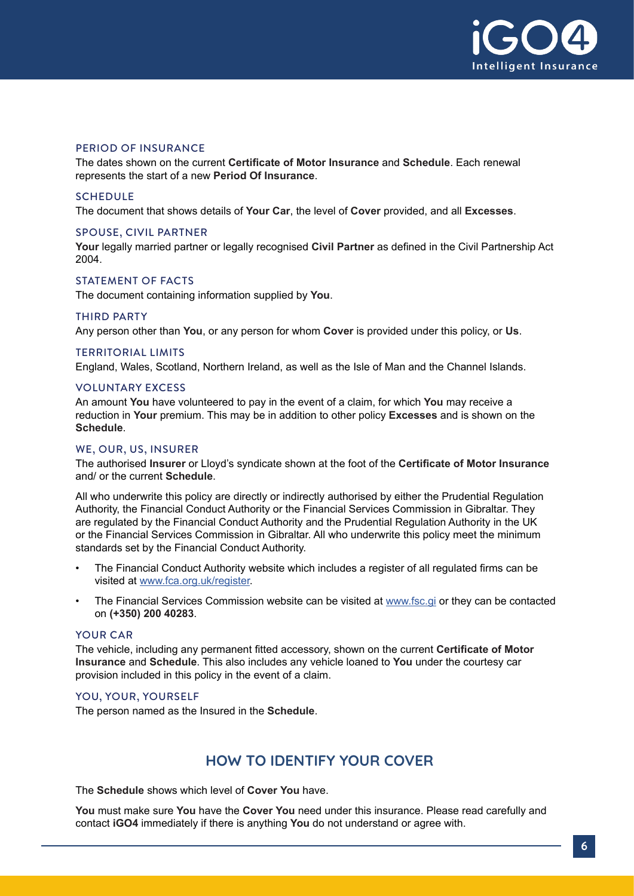### PERIOD OF INSURANCE

The dates shown on the current **Certificate of Motor Insurance** and **Schedule**. Each renewal represents the start of a new **Period Of Insurance**.

### SCHEDULE

The document that shows details of **Your Car**, the level of **Cover** provided, and all **Excesses**.

### SPOUSE, CIVIL PARTNER

**Your** legally married partner or legally recognised **Civil Partner** as defined in the Civil Partnership Act 2004.

### STATEMENT OF FACTS

The document containing information supplied by **You**.

### THIRD PARTY

Any person other than **You**, or any person for whom **Cover** is provided under this policy, or **Us**.

### TERRITORIAL LIMITS

England, Wales, Scotland, Northern Ireland, as well as the Isle of Man and the Channel Islands.

### VOLUNTARY EXCESS

An amount **You** have volunteered to pay in the event of a claim, for which **You** may receive a reduction in **Your** premium. This may be in addition to other policy **Excesses** and is shown on the **Schedule**.

### WE, OUR, US, INSURER

The authorised **Insurer** or Lloyd's syndicate shown at the foot of the **Certificate of Motor Insurance** and/ or the current **Schedule**.

All who underwrite this policy are directly or indirectly authorised by either the Prudential Regulation Authority, the Financial Conduct Authority or the Financial Services Commission in Gibraltar. They are regulated by the Financial Conduct Authority and the Prudential Regulation Authority in the UK or the Financial Services Commission in Gibraltar. All who underwrite this policy meet the minimum standards set by the Financial Conduct Authority.

- The Financial Conduct Authority website which includes a register of all regulated firms can be visited at www.fca.org.uk/register.
- The Financial Services Commission website can be visited at www.fsc.gi or they can be contacted on **(+350) 200 40283**.

### YOUR CAR

The vehicle, including any permanent fitted accessory, shown on the current **Certificate of Motor Insurance** and **Schedule**. This also includes any vehicle loaned to **You** under the courtesy car provision included in this policy in the event of a claim.

### YOU, YOUR, YOURSELF

The person named as the Insured in the **Schedule**.

## HOW TO IDENTIFY YOUR COVER

The **Schedule** shows which level of **Cover You** have.

**You** must make sure **You** have the **Cover You** need under this insurance. Please read carefully and contact **iGO4** immediately if there is anything **You** do not understand or agree with.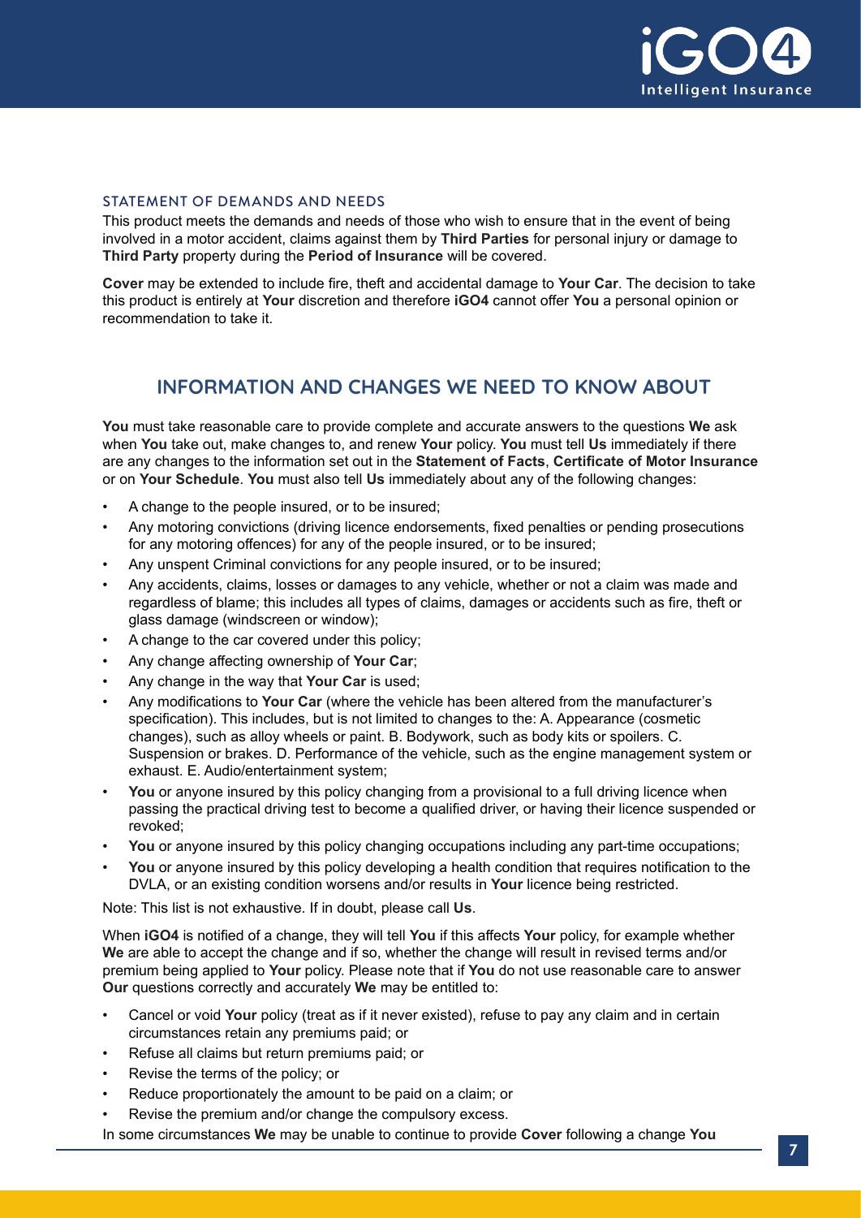### STATEMENT OF DEMANDS AND NEEDS

This product meets the demands and needs of those who wish to ensure that in the event of being involved in a motor accident, claims against them by **Third Parties** for personal injury or damage to **Third Party** property during the **Period of Insurance** will be covered.

**Cover** may be extended to include fire, theft and accidental damage to **Your Car**. The decision to take this product is entirely at **Your** discretion and therefore **iGO4** cannot offer **You** a personal opinion or recommendation to take it.

## INFORMATION AND CHANGES WE NEED TO KNOW ABOUT

**You** must take reasonable care to provide complete and accurate answers to the questions **We** ask when **You** take out, make changes to, and renew **Your** policy. **You** must tell **Us** immediately if there are any changes to the information set out in the **Statement of Facts**, **Certificate of Motor Insurance** or on **Your Schedule**. **You** must also tell **Us** immediately about any of the following changes:

- A change to the people insured, or to be insured;
- Any motoring convictions (driving licence endorsements, fixed penalties or pending prosecutions for any motoring offences) for any of the people insured, or to be insured;
- Any unspent Criminal convictions for any people insured, or to be insured;
- Any accidents, claims, losses or damages to any vehicle, whether or not a claim was made and regardless of blame; this includes all types of claims, damages or accidents such as fire, theft or glass damage (windscreen or window);
- A change to the car covered under this policy;
- Any change affecting ownership of **Your Car**;
- Any change in the way that **Your Car** is used;
- Any modifications to **Your Car** (where the vehicle has been altered from the manufacturer's specification). This includes, but is not limited to changes to the: A. Appearance (cosmetic changes), such as alloy wheels or paint. B. Bodywork, such as body kits or spoilers. C. Suspension or brakes. D. Performance of the vehicle, such as the engine management system or exhaust. E. Audio/entertainment system;
- **You** or anyone insured by this policy changing from a provisional to a full driving licence when passing the practical driving test to become a qualified driver, or having their licence suspended or revoked;
- **You** or anyone insured by this policy changing occupations including any part-time occupations;
- **You** or anyone insured by this policy developing a health condition that requires notification to the DVLA, or an existing condition worsens and/or results in **Your** licence being restricted.

Note: This list is not exhaustive. If in doubt, please call **Us**.

When **iGO4** is notified of a change, they will tell **You** if this affects **Your** policy, for example whether **We** are able to accept the change and if so, whether the change will result in revised terms and/or premium being applied to **Your** policy. Please note that if **You** do not use reasonable care to answer **Our** questions correctly and accurately **We** may be entitled to:

- Cancel or void **Your** policy (treat as if it never existed), refuse to pay any claim and in certain circumstances retain any premiums paid; or
- Refuse all claims but return premiums paid; or
- Revise the terms of the policy; or
- Reduce proportionately the amount to be paid on a claim; or
- Revise the premium and/or change the compulsory excess.

In some circumstances **We** may be unable to continue to provide **Cover** following a change **You**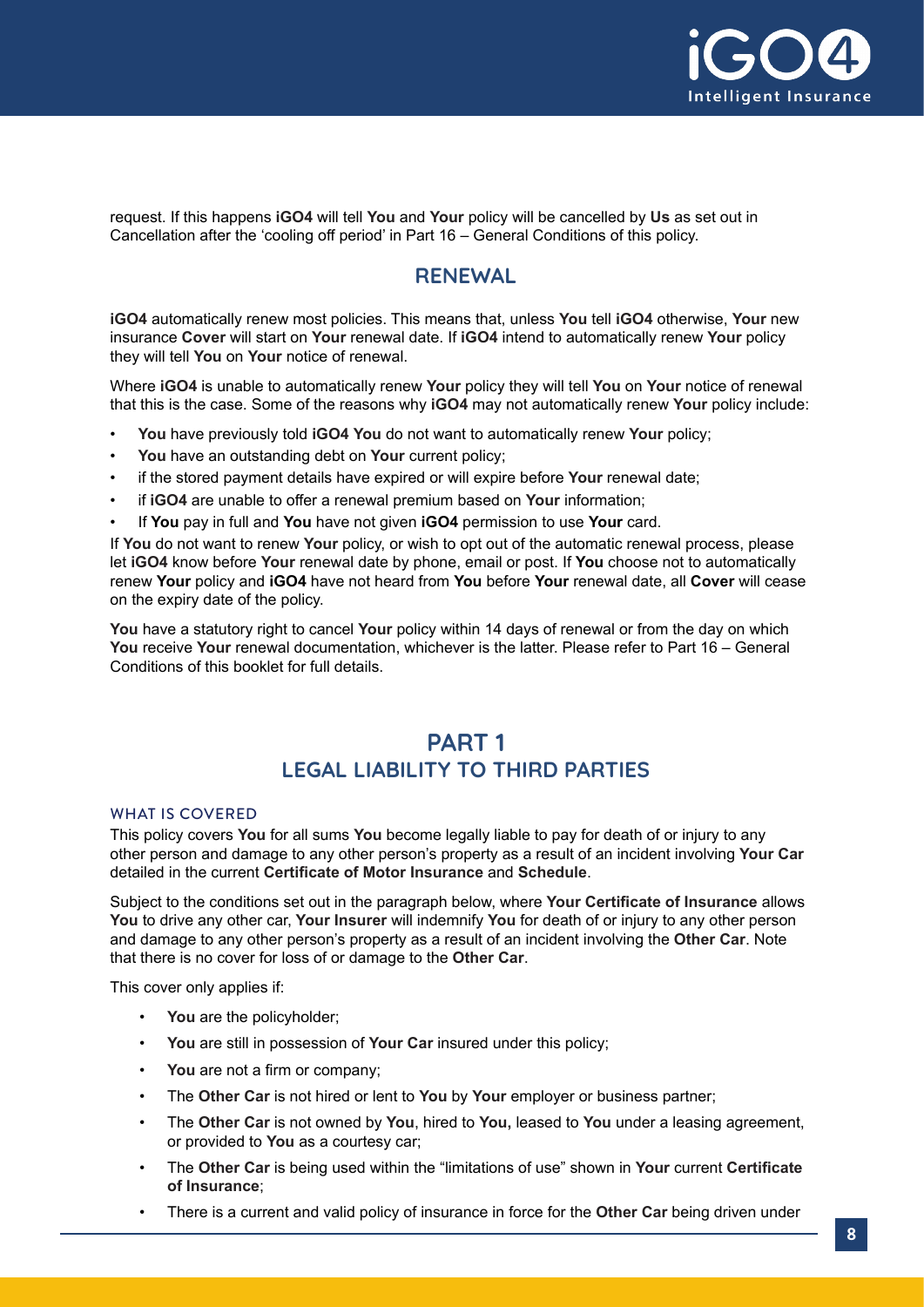request. If this happens **iGO4** will tell **You** and **Your** policy will be cancelled by **Us** as set out in Cancellation after the 'cooling off period' in Part 16 – General Conditions of this policy.

## RENEWAL

**iGO4** automatically renew most policies. This means that, unless **You** tell **iGO4** otherwise, **Your** new insurance **Cover** will start on **Your** renewal date. If **iGO4** intend to automatically renew **Your** policy they will tell **You** on **Your** notice of renewal.

Where **iGO4** is unable to automatically renew **Your** policy they will tell **You** on **Your** notice of renewal that this is the case. Some of the reasons why **iGO4** may not automatically renew **Your** policy include:

- **You** have previously told **iGO4 You** do not want to automatically renew **Your** policy;
- **You** have an outstanding debt on **Your** current policy;
- if the stored payment details have expired or will expire before **Your** renewal date;
- if **iGO4** are unable to offer a renewal premium based on **Your** information;
- If **You** pay in full and **You** have not given **iGO4** permission to use **Your** card.

If **You** do not want to renew **Your** policy, or wish to opt out of the automatic renewal process, please let **iGO4** know before **Your** renewal date by phone, email or post. If **You** choose not to automatically renew **Your** policy and **iGO4** have not heard from **You** before **Your** renewal date, all **Cover** will cease on the expiry date of the policy.

**You** have a statutory right to cancel **Your** policy within 14 days of renewal or from the day on which **You** receive **Your** renewal documentation, whichever is the latter. Please refer to Part 16 – General Conditions of this booklet for full details.

# PART 1
## LEGAL LIABILITY TO THIRD PARTIES

### WHAT IS COVERED

This policy covers **You** for all sums **You** become legally liable to pay for death of or injury to any other person and damage to any other person's property as a result of an incident involving **Your Car** detailed in the current **Certificate of Motor Insurance** and **Schedule**.

Subject to the conditions set out in the paragraph below, where **Your Certificate of Insurance** allows **You** to drive any other car, **Your Insurer** will indemnify **You** for death of or injury to any other person and damage to any other person's property as a result of an incident involving the **Other Car**. Note that there is no cover for loss of or damage to the **Other Car**.

This cover only applies if:

- **You** are the policyholder;
- **You** are still in possession of **Your Car** insured under this policy;
- **You** are not a firm or company;
- The **Other Car** is not hired or lent to **You** by **Your** employer or business partner;
- The **Other Car** is not owned by **You**, hired to **You,** leased to **You** under a leasing agreement, or provided to **You** as a courtesy car;
- The **Other Car** is being used within the "limitations of use" shown in **Your** current **Certificate of Insurance**;
- There is a current and valid policy of insurance in force for the **Other Car** being driven under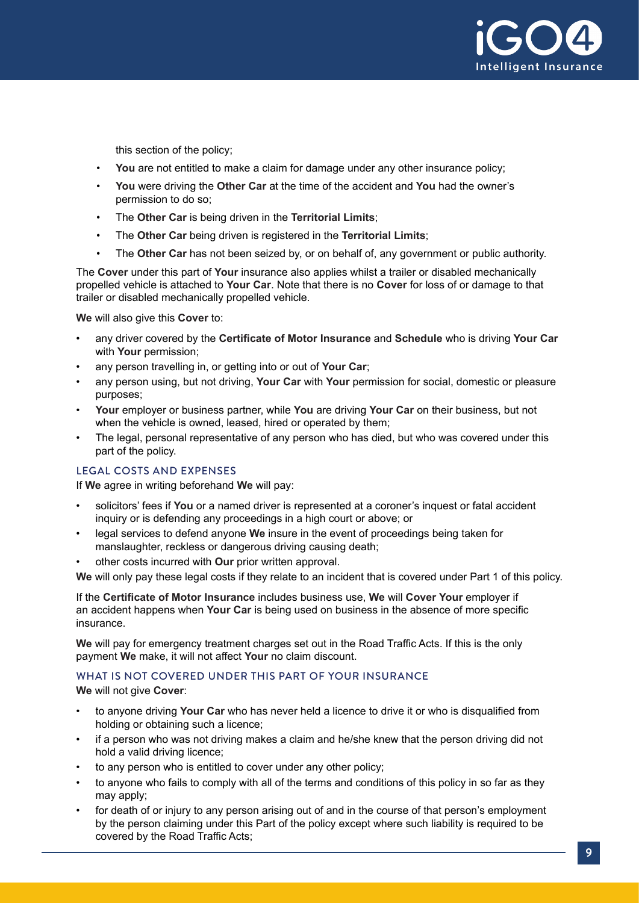this section of the policy;

- **You** are not entitled to make a claim for damage under any other insurance policy;
- **You** were driving the **Other Car** at the time of the accident and **You** had the owner's permission to do so;
- The **Other Car** is being driven in the **Territorial Limits**;
- The **Other Car** being driven is registered in the **Territorial Limits**;
- The **Other Car** has not been seized by, or on behalf of, any government or public authority.

The **Cover** under this part of **Your** insurance also applies whilst a trailer or disabled mechanically propelled vehicle is attached to **Your Car**. Note that there is no **Cover** for loss of or damage to that trailer or disabled mechanically propelled vehicle.

**We** will also give this **Cover** to:

- any driver covered by the **Certificate of Motor Insurance** and **Schedule** who is driving **Your Car** with **Your** permission;
- any person travelling in, or getting into or out of **Your Car**;
- any person using, but not driving, **Your Car** with **Your** permission for social, domestic or pleasure purposes;
- **Your** employer or business partner, while **You** are driving **Your Car** on their business, but not when the vehicle is owned, leased, hired or operated by them;
- The legal, personal representative of any person who has died, but who was covered under this part of the policy.

## LEGAL COSTS AND EXPENSES

If **We** agree in writing beforehand **We** will pay:

- solicitors' fees if **You** or a named driver is represented at a coroner's inquest or fatal accident inquiry or is defending any proceedings in a high court or above; or
- legal services to defend anyone **We** insure in the event of proceedings being taken for manslaughter, reckless or dangerous driving causing death;
- other costs incurred with **Our** prior written approval.

**We** will only pay these legal costs if they relate to an incident that is covered under Part 1 of this policy.

If the **Certificate of Motor Insurance** includes business use, **We** will **Cover Your** employer if an accident happens when **Your Car** is being used on business in the absence of more specific insurance.

**We** will pay for emergency treatment charges set out in the Road Traffic Acts. If this is the only payment **We** make, it will not affect **Your** no claim discount.

## WHAT IS NOT COVERED UNDER THIS PART OF YOUR INSURANCE

**We** will not give **Cover**:

- to anyone driving **Your Car** who has never held a licence to drive it or who is disqualified from holding or obtaining such a licence;
- if a person who was not driving makes a claim and he/she knew that the person driving did not hold a valid driving licence;
- to any person who is entitled to cover under any other policy;
- to anyone who fails to comply with all of the terms and conditions of this policy in so far as they may apply;
- for death of or injury to any person arising out of and in the course of that person's employment by the person claiming under this Part of the policy except where such liability is required to be covered by the Road Traffic Acts;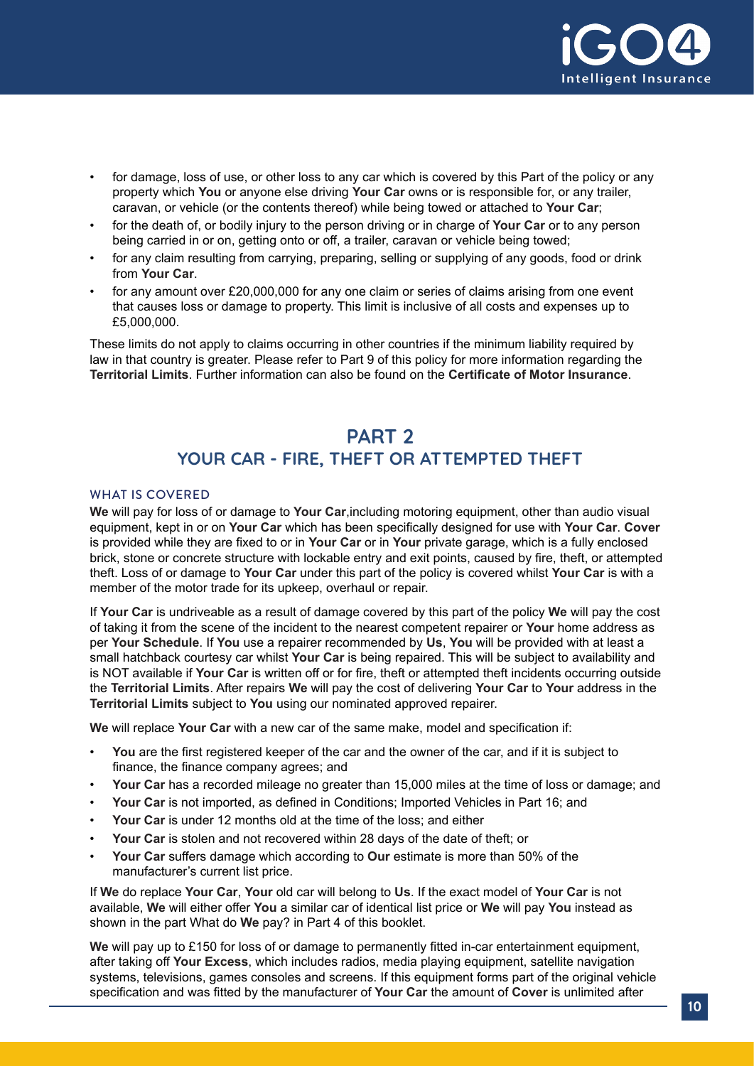- for damage, loss of use, or other loss to any car which is covered by this Part of the policy or any property which **You** or anyone else driving **Your Car** owns or is responsible for, or any trailer, caravan, or vehicle (or the contents thereof) while being towed or attached to **Your Car**;
- for the death of, or bodily injury to the person driving or in charge of **Your Car** or to any person being carried in or on, getting onto or off, a trailer, caravan or vehicle being towed;
- for any claim resulting from carrying, preparing, selling or supplying of any goods, food or drink from **Your Car**.
- for any amount over £20,000,000 for any one claim or series of claims arising from one event that causes loss or damage to property. This limit is inclusive of all costs and expenses up to £5,000,000.

These limits do not apply to claims occurring in other countries if the minimum liability required by law in that country is greater. Please refer to Part 9 of this policy for more information regarding the **Territorial Limits**. Further information can also be found on the **Certificate of Motor Insurance**.

## PART 2
## YOUR CAR - FIRE, THEFT OR ATTEMPTED THEFT

### WHAT IS COVERED

**We** will pay for loss of or damage to **Your Car**,including motoring equipment, other than audio visual equipment, kept in or on **Your Car** which has been specifically designed for use with **Your Car**. **Cover** is provided while they are fixed to or in **Your Car** or in **Your** private garage, which is a fully enclosed brick, stone or concrete structure with lockable entry and exit points, caused by fire, theft, or attempted theft. Loss of or damage to **Your Car** under this part of the policy is covered whilst **Your Car** is with a member of the motor trade for its upkeep, overhaul or repair.

If **Your Car** is undriveable as a result of damage covered by this part of the policy **We** will pay the cost of taking it from the scene of the incident to the nearest competent repairer or **Your** home address as per **Your Schedule**. If **You** use a repairer recommended by **Us**, **You** will be provided with at least a small hatchback courtesy car whilst **Your Car** is being repaired. This will be subject to availability and is NOT available if **Your Car** is written off or for fire, theft or attempted theft incidents occurring outside the **Territorial Limits**. After repairs **We** will pay the cost of delivering **Your Car** to **Your** address in the **Territorial Limits** subject to **You** using our nominated approved repairer.

**We** will replace **Your Car** with a new car of the same make, model and specification if:

- **You** are the first registered keeper of the car and the owner of the car, and if it is subject to finance, the finance company agrees; and
- **Your Car** has a recorded mileage no greater than 15,000 miles at the time of loss or damage; and
- **Your Car** is not imported, as defined in Conditions; Imported Vehicles in Part 16; and
- **Your Car** is under 12 months old at the time of the loss; and either
- **Your Car** is stolen and not recovered within 28 days of the date of theft; or
- **Your Car** suffers damage which according to **Our** estimate is more than 50% of the manufacturer's current list price.

If **We** do replace **Your Car**, **Your** old car will belong to **Us**. If the exact model of **Your Car** is not available, **We** will either offer **You** a similar car of identical list price or **We** will pay **You** instead as shown in the part What do **We** pay? in Part 4 of this booklet.

**We** will pay up to £150 for loss of or damage to permanently fitted in-car entertainment equipment, after taking off **Your Excess**, which includes radios, media playing equipment, satellite navigation systems, televisions, games consoles and screens. If this equipment forms part of the original vehicle specification and was fitted by the manufacturer of **Your Car** the amount of **Cover** is unlimited after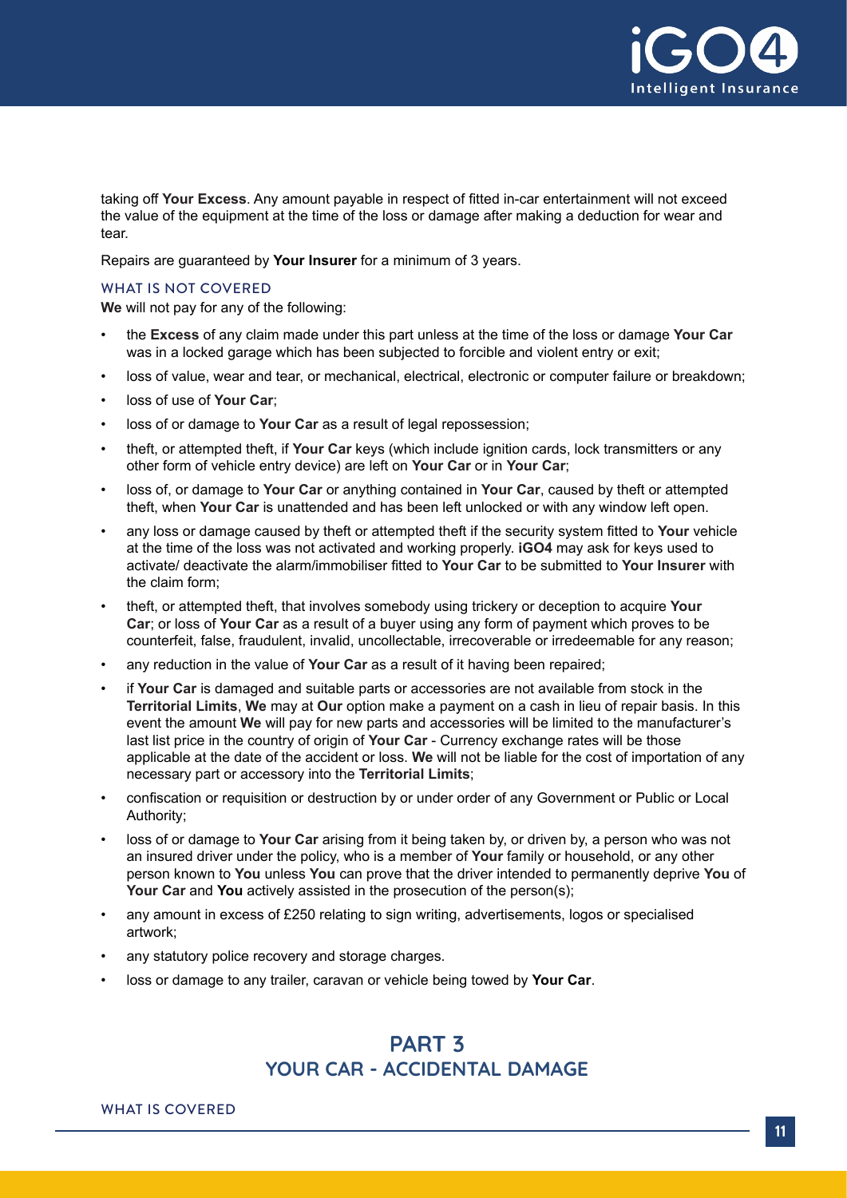taking off **Your Excess**. Any amount payable in respect of fitted in-car entertainment will not exceed the value of the equipment at the time of the loss or damage after making a deduction for wear and tear.

Repairs are guaranteed by **Your Insurer** for a minimum of 3 years.

### WHAT IS NOT COVERED

**We** will not pay for any of the following:

- the **Excess** of any claim made under this part unless at the time of the loss or damage **Your Car** was in a locked garage which has been subjected to forcible and violent entry or exit;
- loss of value, wear and tear, or mechanical, electrical, electronic or computer failure or breakdown;
- loss of use of **Your Car**;
- loss of or damage to **Your Car** as a result of legal repossession;
- theft, or attempted theft, if **Your Car** keys (which include ignition cards, lock transmitters or any other form of vehicle entry device) are left on **Your Car** or in **Your Car**;
- loss of, or damage to **Your Car** or anything contained in **Your Car**, caused by theft or attempted theft, when **Your Car** is unattended and has been left unlocked or with any window left open.
- any loss or damage caused by theft or attempted theft if the security system fitted to **Your** vehicle at the time of the loss was not activated and working properly. **iGO4** may ask for keys used to activate/ deactivate the alarm/immobiliser fitted to **Your Car** to be submitted to **Your Insurer** with the claim form;
- theft, or attempted theft, that involves somebody using trickery or deception to acquire **Your Car**; or loss of **Your Car** as a result of a buyer using any form of payment which proves to be counterfeit, false, fraudulent, invalid, uncollectable, irrecoverable or irredeemable for any reason;
- any reduction in the value of **Your Car** as a result of it having been repaired;
- if **Your Car** is damaged and suitable parts or accessories are not available from stock in the **Territorial Limits**, **We** may at **Our** option make a payment on a cash in lieu of repair basis. In this event the amount **We** will pay for new parts and accessories will be limited to the manufacturer's last list price in the country of origin of **Your Car** - Currency exchange rates will be those applicable at the date of the accident or loss. **We** will not be liable for the cost of importation of any necessary part or accessory into the **Territorial Limits**;
- confiscation or requisition or destruction by or under order of any Government or Public or Local Authority;
- loss of or damage to **Your Car** arising from it being taken by, or driven by, a person who was not an insured driver under the policy, who is a member of **Your** family or household, or any other person known to **You** unless **You** can prove that the driver intended to permanently deprive **You** of **Your Car** and **You** actively assisted in the prosecution of the person(s);
- any amount in excess of £250 relating to sign writing, advertisements, logos or specialised artwork;
- any statutory police recovery and storage charges.
- loss or damage to any trailer, caravan or vehicle being towed by **Your Car**.

## PART 3
## YOUR CAR - ACCIDENTAL DAMAGE

### WHAT IS COVERED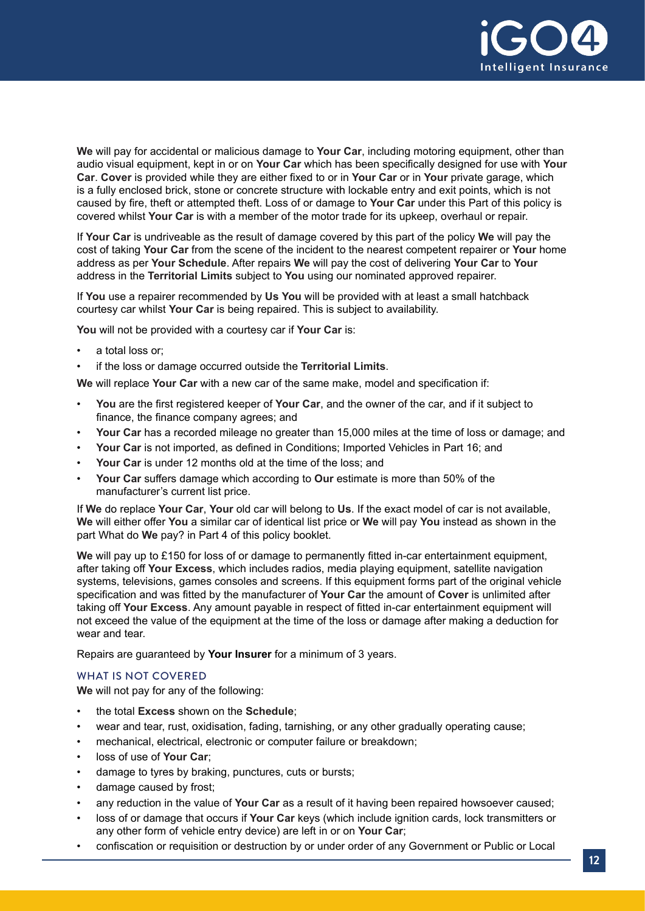**We** will pay for accidental or malicious damage to **Your Car**, including motoring equipment, other than audio visual equipment, kept in or on **Your Car** which has been specifically designed for use with **Your Car**. **Cover** is provided while they are either fixed to or in **Your Car** or in **Your** private garage, which is a fully enclosed brick, stone or concrete structure with lockable entry and exit points, which is not caused by fire, theft or attempted theft. Loss of or damage to **Your Car** under this Part of this policy is covered whilst **Your Car** is with a member of the motor trade for its upkeep, overhaul or repair.

If **Your Car** is undriveable as the result of damage covered by this part of the policy **We** will pay the cost of taking **Your Car** from the scene of the incident to the nearest competent repairer or **Your** home address as per **Your Schedule**. After repairs **We** will pay the cost of delivering **Your Car** to **Your** address in the **Territorial Limits** subject to **You** using our nominated approved repairer.

If **You** use a repairer recommended by **Us You** will be provided with at least a small hatchback courtesy car whilst **Your Car** is being repaired. This is subject to availability.

**You** will not be provided with a courtesy car if **Your Car** is:

- a total loss or;
- if the loss or damage occurred outside the **Territorial Limits**.

**We** will replace **Your Car** with a new car of the same make, model and specification if:

- **You** are the first registered keeper of **Your Car**, and the owner of the car, and if it subject to finance, the finance company agrees; and
- **Your Car** has a recorded mileage no greater than 15,000 miles at the time of loss or damage; and
- **Your Car** is not imported, as defined in Conditions; Imported Vehicles in Part 16; and
- **Your Car** is under 12 months old at the time of the loss; and
- **Your Car** suffers damage which according to **Our** estimate is more than 50% of the manufacturer's current list price.

If **We** do replace **Your Car**, **Your** old car will belong to **Us**. If the exact model of car is not available, **We** will either offer **You** a similar car of identical list price or **We** will pay **You** instead as shown in the part What do **We** pay? in Part 4 of this policy booklet.

**We** will pay up to £150 for loss of or damage to permanently fitted in-car entertainment equipment, after taking off **Your Excess**, which includes radios, media playing equipment, satellite navigation systems, televisions, games consoles and screens. If this equipment forms part of the original vehicle specification and was fitted by the manufacturer of **Your Car** the amount of **Cover** is unlimited after taking off **Your Excess**. Any amount payable in respect of fitted in-car entertainment equipment will not exceed the value of the equipment at the time of the loss or damage after making a deduction for wear and tear.

Repairs are guaranteed by **Your Insurer** for a minimum of 3 years.

### WHAT IS NOT COVERED

**We** will not pay for any of the following:

- the total **Excess** shown on the **Schedule**;
- wear and tear, rust, oxidisation, fading, tarnishing, or any other gradually operating cause;
- mechanical, electrical, electronic or computer failure or breakdown;
- loss of use of **Your Car**;
- damage to tyres by braking, punctures, cuts or bursts;
- damage caused by frost;
- any reduction in the value of **Your Car** as a result of it having been repaired howsoever caused;
- loss of or damage that occurs if **Your Car** keys (which include ignition cards, lock transmitters or any other form of vehicle entry device) are left in or on **Your Car**;
- confiscation or requisition or destruction by or under order of any Government or Public or Local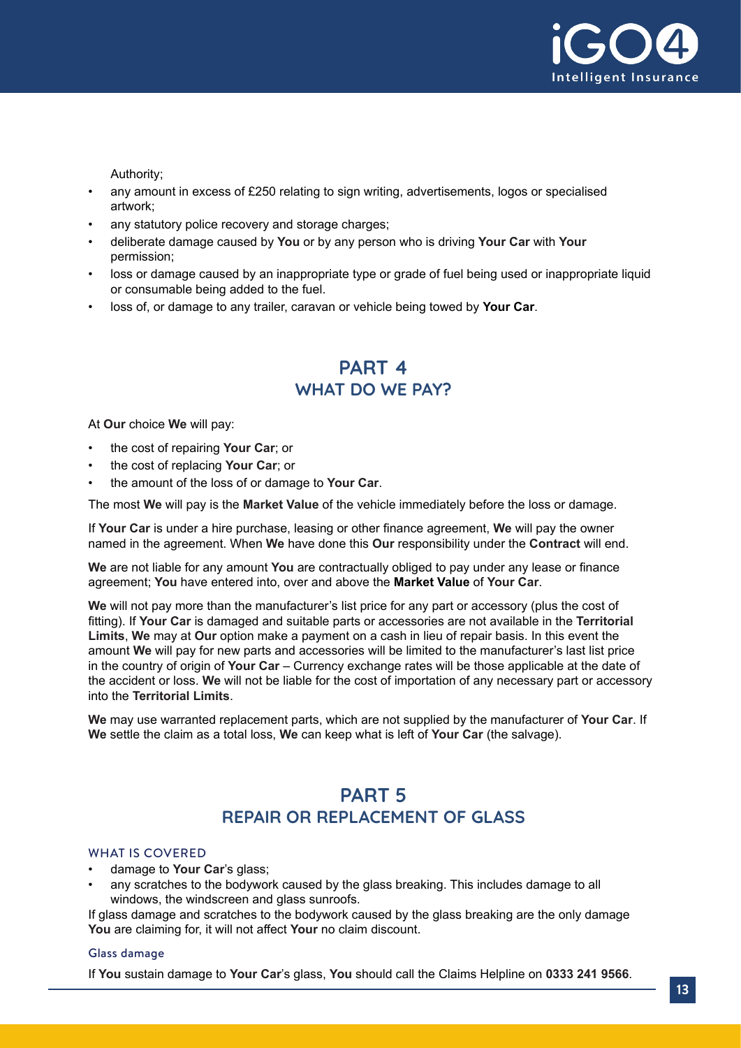Authority;

- any amount in excess of £250 relating to sign writing, advertisements, logos or specialised artwork;
- any statutory police recovery and storage charges;
- deliberate damage caused by **You** or by any person who is driving **Your Car** with **Your** permission;
- loss or damage caused by an inappropriate type or grade of fuel being used or inappropriate liquid or consumable being added to the fuel.
- loss of, or damage to any trailer, caravan or vehicle being towed by **Your Car**.

## PART 4
## WHAT DO WE PAY?

At **Our** choice **We** will pay:

- the cost of repairing **Your Car**; or
- the cost of replacing **Your Car**; or
- the amount of the loss of or damage to **Your Car**.

The most **We** will pay is the **Market Value** of the vehicle immediately before the loss or damage.

If **Your Car** is under a hire purchase, leasing or other finance agreement, **We** will pay the owner named in the agreement. When **We** have done this **Our** responsibility under the **Contract** will end.

**We** are not liable for any amount **You** are contractually obliged to pay under any lease or finance agreement; **You** have entered into, over and above the **Market Value** of **Your Car**.

**We** will not pay more than the manufacturer's list price for any part or accessory (plus the cost of fitting). If **Your Car** is damaged and suitable parts or accessories are not available in the **Territorial Limits**, **We** may at **Our** option make a payment on a cash in lieu of repair basis. In this event the amount **We** will pay for new parts and accessories will be limited to the manufacturer's last list price in the country of origin of **Your Car** – Currency exchange rates will be those applicable at the date of the accident or loss. **We** will not be liable for the cost of importation of any necessary part or accessory into the **Territorial Limits**.

**We** may use warranted replacement parts, which are not supplied by the manufacturer of **Your Car**. If **We** settle the claim as a total loss, **We** can keep what is left of **Your Car** (the salvage).

## PART 5
## REPAIR OR REPLACEMENT OF GLASS

### WHAT IS COVERED

- damage to **Your Car**'s glass;
- any scratches to the bodywork caused by the glass breaking. This includes damage to all windows, the windscreen and glass sunroofs.

If glass damage and scratches to the bodywork caused by the glass breaking are the only damage **You** are claiming for, it will not affect **Your** no claim discount.

#### Glass damage

If **You** sustain damage to **Your Car**'s glass, **You** should call the Claims Helpline on **0333 241 9566**.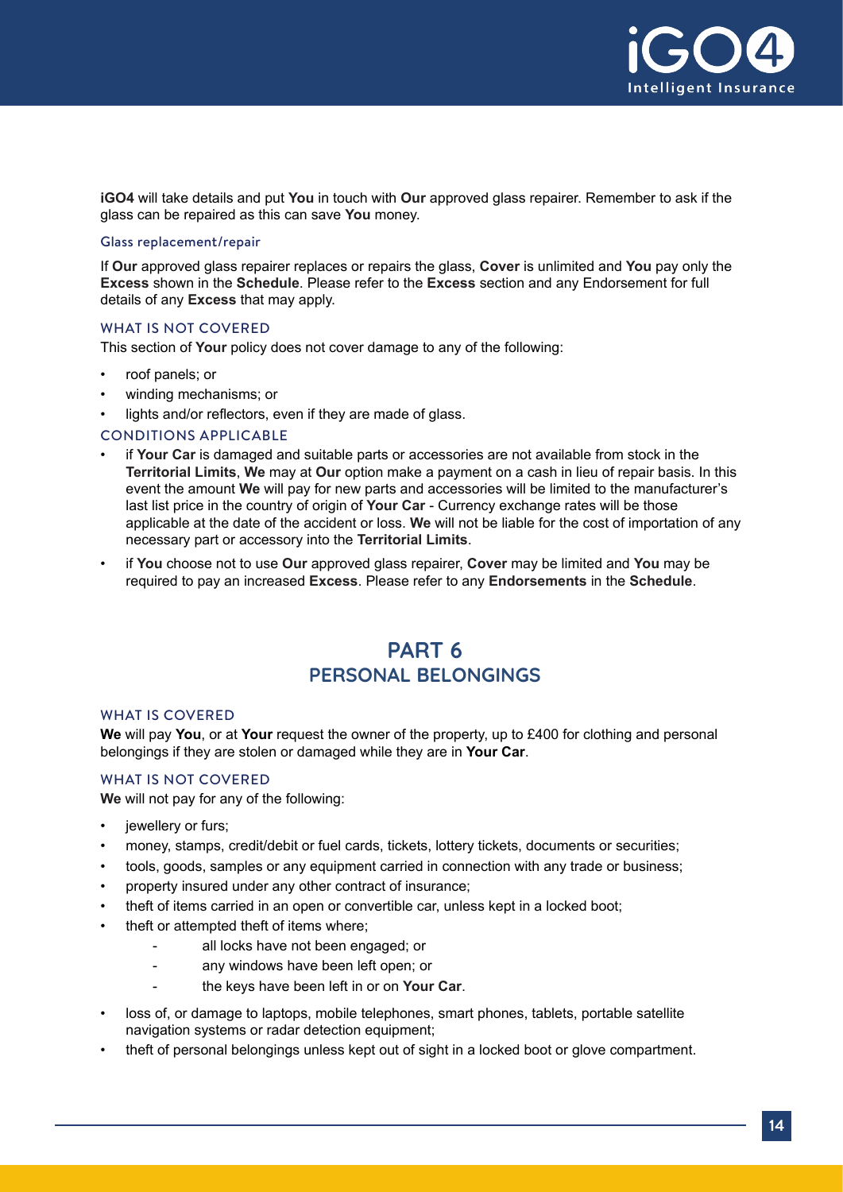**iGO4** will take details and put **You** in touch with **Our** approved glass repairer. Remember to ask if the glass can be repaired as this can save **You** money.

#### Glass replacement/repair

If **Our** approved glass repairer replaces or repairs the glass, **Cover** is unlimited and **You** pay only the **Excess** shown in the **Schedule**. Please refer to the **Excess** section and any Endorsement for full details of any **Excess** that may apply.

### WHAT IS NOT COVERED

This section of **Your** policy does not cover damage to any of the following:

- roof panels; or
- winding mechanisms; or
- lights and/or reflectors, even if they are made of glass.

### CONDITIONS APPLICABLE

- if **Your Car** is damaged and suitable parts or accessories are not available from stock in the **Territorial Limits**, **We** may at **Our** option make a payment on a cash in lieu of repair basis. In this event the amount **We** will pay for new parts and accessories will be limited to the manufacturer's last list price in the country of origin of **Your Car** - Currency exchange rates will be those applicable at the date of the accident or loss. **We** will not be liable for the cost of importation of any necessary part or accessory into the **Territorial Limits**.
- if **You** choose not to use **Our** approved glass repairer, **Cover** may be limited and **You** may be required to pay an increased **Excess**. Please refer to any **Endorsements** in the **Schedule**.

## PART 6
## PERSONAL BELONGINGS

### WHAT IS COVERED

**We** will pay **You**, or at **Your** request the owner of the property, up to £400 for clothing and personal belongings if they are stolen or damaged while they are in **Your Car**.

### WHAT IS NOT COVERED

**We** will not pay for any of the following:

- jewellery or furs;
- money, stamps, credit/debit or fuel cards, tickets, lottery tickets, documents or securities;
- tools, goods, samples or any equipment carried in connection with any trade or business;
- property insured under any other contract of insurance;
- theft of items carried in an open or convertible car, unless kept in a locked boot;
- theft or attempted theft of items where;
  - all locks have not been engaged; or
  - any windows have been left open; or
  - the keys have been left in or on **Your Car**.
- loss of, or damage to laptops, mobile telephones, smart phones, tablets, portable satellite navigation systems or radar detection equipment;
- theft of personal belongings unless kept out of sight in a locked boot or glove compartment.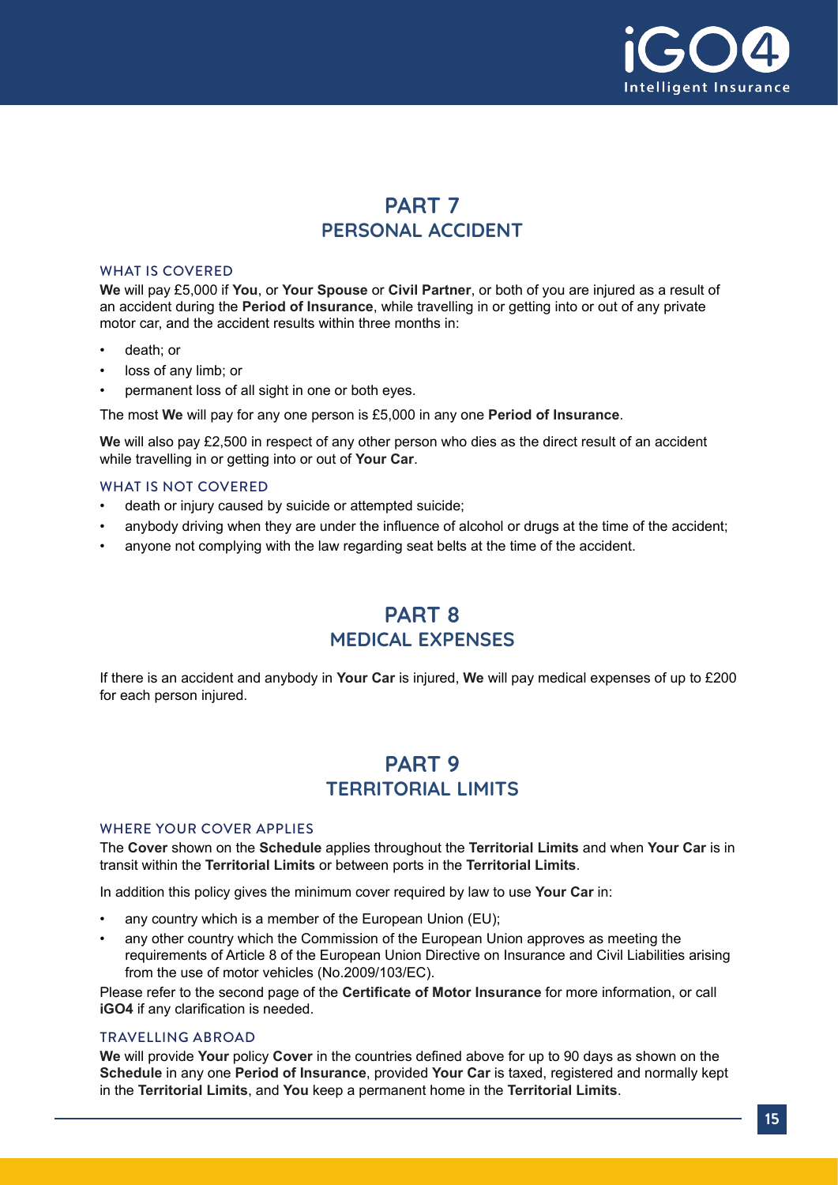## PART 7
## PERSONAL ACCIDENT

### WHAT IS COVERED

**We** will pay £5,000 if **You**, or **Your Spouse** or **Civil Partner**, or both of you are injured as a result of an accident during the **Period of Insurance**, while travelling in or getting into or out of any private motor car, and the accident results within three months in:

- death; or
- loss of any limb; or
- permanent loss of all sight in one or both eyes.

The most **We** will pay for any one person is £5,000 in any one **Period of Insurance**.

**We** will also pay £2,500 in respect of any other person who dies as the direct result of an accident while travelling in or getting into or out of **Your Car**.

### WHAT IS NOT COVERED

- death or injury caused by suicide or attempted suicide;
- anybody driving when they are under the influence of alcohol or drugs at the time of the accident;
- anyone not complying with the law regarding seat belts at the time of the accident.

## PART 8
## MEDICAL EXPENSES

If there is an accident and anybody in **Your Car** is injured, **We** will pay medical expenses of up to £200 for each person injured.

## PART 9
## TERRITORIAL LIMITS

### WHERE YOUR COVER APPLIES

The **Cover** shown on the **Schedule** applies throughout the **Territorial Limits** and when **Your Car** is in transit within the **Territorial Limits** or between ports in the **Territorial Limits**.

In addition this policy gives the minimum cover required by law to use **Your Car** in:

- any country which is a member of the European Union (EU);
- any other country which the Commission of the European Union approves as meeting the requirements of Article 8 of the European Union Directive on Insurance and Civil Liabilities arising from the use of motor vehicles (No.2009/103/EC).

Please refer to the second page of the **Certificate of Motor Insurance** for more information, or call **iGO4** if any clarification is needed.

### TRAVELLING ABROAD

**We** will provide **Your** policy **Cover** in the countries defined above for up to 90 days as shown on the **Schedule** in any one **Period of Insurance**, provided **Your Car** is taxed, registered and normally kept in the **Territorial Limits**, and **You** keep a permanent home in the **Territorial Limits**.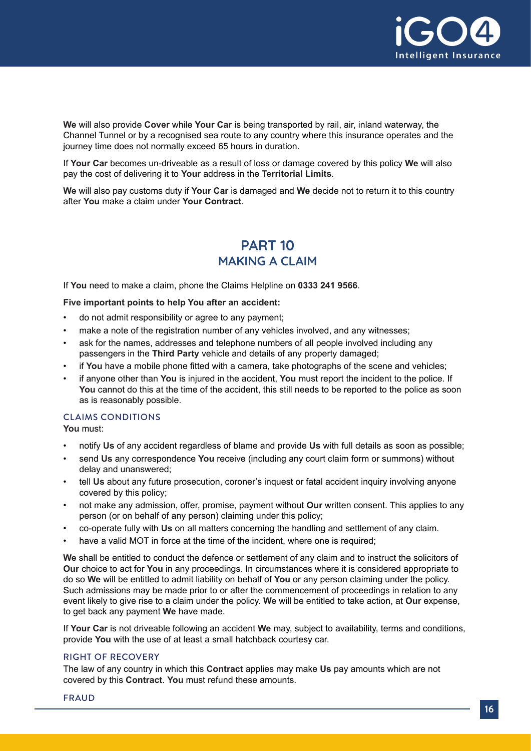**We** will also provide **Cover** while **Your Car** is being transported by rail, air, inland waterway, the Channel Tunnel or by a recognised sea route to any country where this insurance operates and the journey time does not normally exceed 65 hours in duration.

If **Your Car** becomes un-driveable as a result of loss or damage covered by this policy **We** will also pay the cost of delivering it to **Your** address in the **Territorial Limits**.

**We** will also pay customs duty if **Your Car** is damaged and **We** decide not to return it to this country after **You** make a claim under **Your Contract**.

## PART 10
## MAKING A CLAIM

If **You** need to make a claim, phone the Claims Helpline on **0333 241 9566**.

**Five important points to help You after an accident:**

- do not admit responsibility or agree to any payment;
- make a note of the registration number of any vehicles involved, and any witnesses;
- ask for the names, addresses and telephone numbers of all people involved including any passengers in the **Third Party** vehicle and details of any property damaged;
- if **You** have a mobile phone fitted with a camera, take photographs of the scene and vehicles;
- if anyone other than **You** is injured in the accident, **You** must report the incident to the police. If **You** cannot do this at the time of the accident, this still needs to be reported to the police as soon as is reasonably possible.

### CLAIMS CONDITIONS

**You** must:

- notify **Us** of any accident regardless of blame and provide **Us** with full details as soon as possible;
- send **Us** any correspondence **You** receive (including any court claim form or summons) without delay and unanswered;
- tell **Us** about any future prosecution, coroner's inquest or fatal accident inquiry involving anyone covered by this policy;
- not make any admission, offer, promise, payment without **Our** written consent. This applies to any person (or on behalf of any person) claiming under this policy;
- co-operate fully with **Us** on all matters concerning the handling and settlement of any claim.
- have a valid MOT in force at the time of the incident, where one is required;

**We** shall be entitled to conduct the defence or settlement of any claim and to instruct the solicitors of **Our** choice to act for **You** in any proceedings. In circumstances where it is considered appropriate to do so **We** will be entitled to admit liability on behalf of **You** or any person claiming under the policy. Such admissions may be made prior to or after the commencement of proceedings in relation to any event likely to give rise to a claim under the policy. **We** will be entitled to take action, at **Our** expense, to get back any payment **We** have made.

If **Your Car** is not driveable following an accident **We** may, subject to availability, terms and conditions, provide **You** with the use of at least a small hatchback courtesy car.

### RIGHT OF RECOVERY

The law of any country in which this **Contract** applies may make **Us** pay amounts which are not covered by this **Contract**. **You** must refund these amounts.

### FRAUD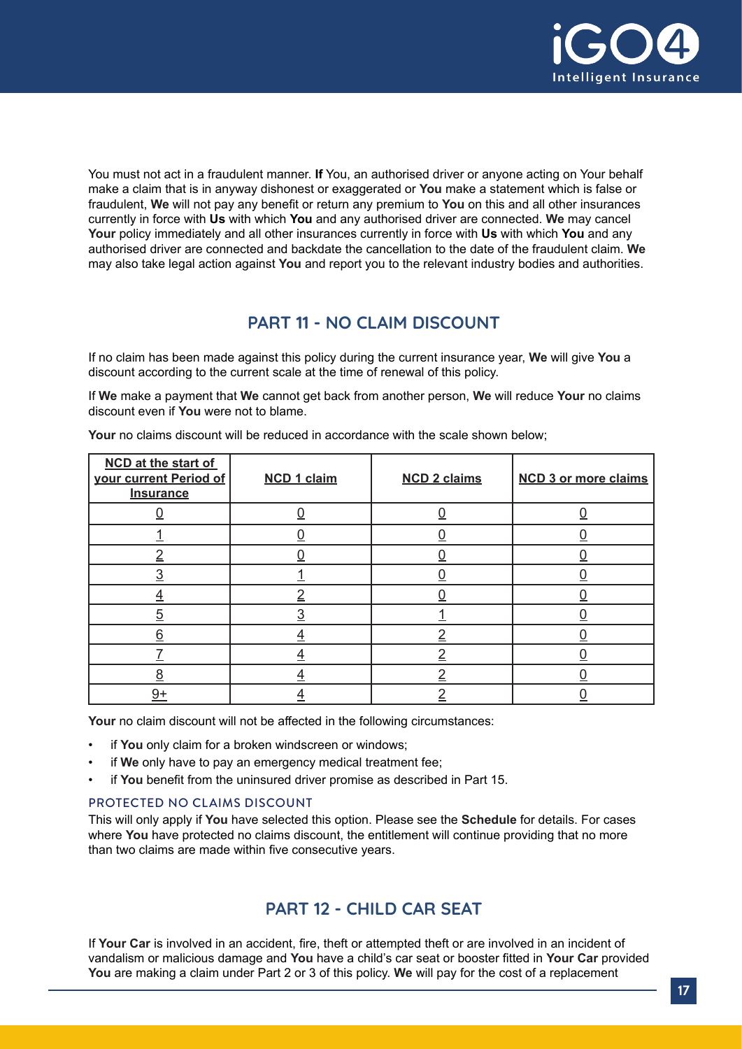You must not act in a fraudulent manner. **If** You, an authorised driver or anyone acting on Your behalf make a claim that is in anyway dishonest or exaggerated or **You** make a statement which is false or fraudulent, **We** will not pay any benefit or return any premium to **You** on this and all other insurances currently in force with **Us** with which **You** and any authorised driver are connected. **We** may cancel **Your** policy immediately and all other insurances currently in force with **Us** with which **You** and any authorised driver are connected and backdate the cancellation to the date of the fraudulent claim. **We** may also take legal action against **You** and report you to the relevant industry bodies and authorities.

## PART 11 - NO CLAIM DISCOUNT

If no claim has been made against this policy during the current insurance year, **We** will give **You** a discount according to the current scale at the time of renewal of this policy.

If **We** make a payment that **We** cannot get back from another person, **We** will reduce **Your** no claims discount even if **You** were not to blame.

**Your** no claims discount will be reduced in accordance with the scale shown below;

| NCD at the start of your current Period of Insurance | NCD 1 claim | NCD 2 claims | NCD 3 or more claims |
|---|---|---|---|
| 0 | 0 | 0 | 0 |
| 1 | 0 | 0 | 0 |
| 2 | 0 | 0 | 0 |
| 3 | 1 | 0 | 0 |
| 4 | 2 | 0 | 0 |
| 5 | 3 | 1 | 0 |
| 6 | 4 | 2 | 0 |
| 7 | 4 | 2 | 0 |
| 8 | 4 | 2 | 0 |
| 9+ | 4 | 2 | 0 |

**Your** no claim discount will not be affected in the following circumstances:

- if **You** only claim for a broken windscreen or windows;
- if **We** only have to pay an emergency medical treatment fee;
- if **You** benefit from the uninsured driver promise as described in Part 15.

### PROTECTED NO CLAIMS DISCOUNT

This will only apply if **You** have selected this option. Please see the **Schedule** for details. For cases where **You** have protected no claims discount, the entitlement will continue providing that no more than two claims are made within five consecutive years.

## PART 12 - CHILD CAR SEAT

If **Your Car** is involved in an accident, fire, theft or attempted theft or are involved in an incident of vandalism or malicious damage and **You** have a child's car seat or booster fitted in **Your Car** provided **You** are making a claim under Part 2 or 3 of this policy. **We** will pay for the cost of a replacement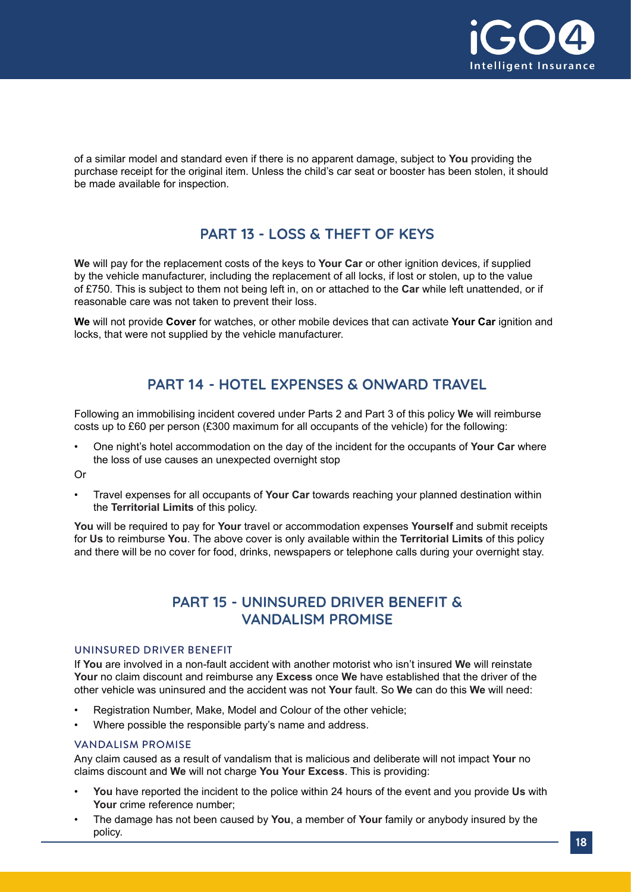of a similar model and standard even if there is no apparent damage, subject to **You** providing the purchase receipt for the original item. Unless the child's car seat or booster has been stolen, it should be made available for inspection.

## PART 13 - LOSS & THEFT OF KEYS

**We** will pay for the replacement costs of the keys to **Your Car** or other ignition devices, if supplied by the vehicle manufacturer, including the replacement of all locks, if lost or stolen, up to the value of £750. This is subject to them not being left in, on or attached to the **Car** while left unattended, or if reasonable care was not taken to prevent their loss.

**We** will not provide **Cover** for watches, or other mobile devices that can activate **Your Car** ignition and locks, that were not supplied by the vehicle manufacturer.

## PART 14 - HOTEL EXPENSES & ONWARD TRAVEL

Following an immobilising incident covered under Parts 2 and Part 3 of this policy **We** will reimburse costs up to £60 per person (£300 maximum for all occupants of the vehicle) for the following:

- One night's hotel accommodation on the day of the incident for the occupants of **Your Car** where the loss of use causes an unexpected overnight stop

Or

- Travel expenses for all occupants of **Your Car** towards reaching your planned destination within the **Territorial Limits** of this policy.

**You** will be required to pay for **Your** travel or accommodation expenses **Yourself** and submit receipts for **Us** to reimburse **You**. The above cover is only available within the **Territorial Limits** of this policy and there will be no cover for food, drinks, newspapers or telephone calls during your overnight stay.

## PART 15 - UNINSURED DRIVER BENEFIT & VANDALISM PROMISE

### UNINSURED DRIVER BENEFIT

If **You** are involved in a non-fault accident with another motorist who isn't insured **We** will reinstate **Your** no claim discount and reimburse any **Excess** once **We** have established that the driver of the other vehicle was uninsured and the accident was not **Your** fault. So **We** can do this **We** will need:

- Registration Number, Make, Model and Colour of the other vehicle;
- Where possible the responsible party's name and address.

### VANDALISM PROMISE

Any claim caused as a result of vandalism that is malicious and deliberate will not impact **Your** no claims discount and **We** will not charge **You Your Excess**. This is providing:

- **You** have reported the incident to the police within 24 hours of the event and you provide **Us** with **Your** crime reference number;
- The damage has not been caused by **You**, a member of **Your** family or anybody insured by the policy.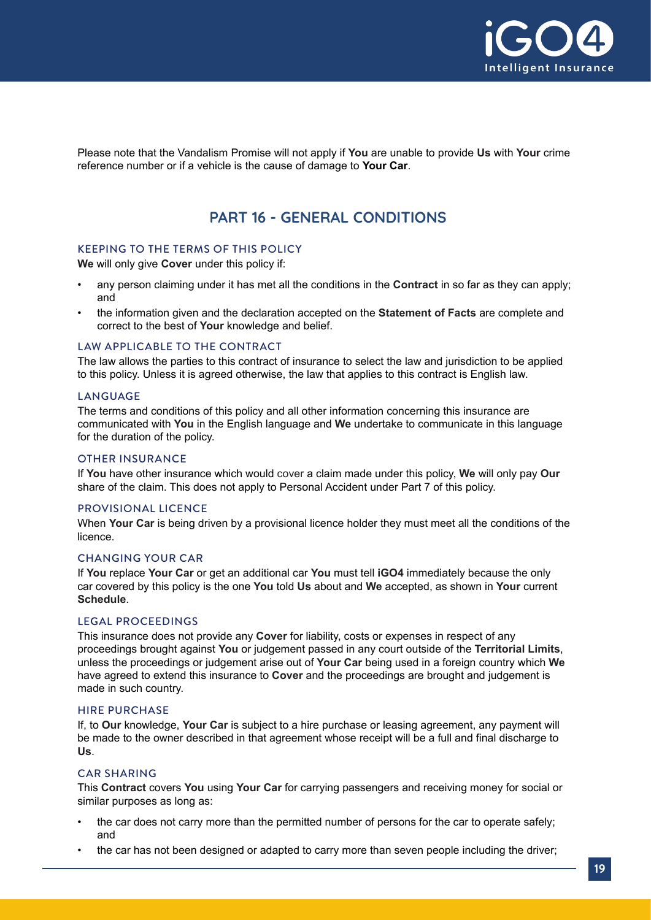Please note that the Vandalism Promise will not apply if **You** are unable to provide **Us** with **Your** crime reference number or if a vehicle is the cause of damage to **Your Car**.

## PART 16 - GENERAL CONDITIONS

### KEEPING TO THE TERMS OF THIS POLICY

**We** will only give **Cover** under this policy if:

- any person claiming under it has met all the conditions in the **Contract** in so far as they can apply; and
- the information given and the declaration accepted on the **Statement of Facts** are complete and correct to the best of **Your** knowledge and belief.

### LAW APPLICABLE TO THE CONTRACT

The law allows the parties to this contract of insurance to select the law and jurisdiction to be applied to this policy. Unless it is agreed otherwise, the law that applies to this contract is English law.

### LANGUAGE

The terms and conditions of this policy and all other information concerning this insurance are communicated with **You** in the English language and **We** undertake to communicate in this language for the duration of the policy.

### OTHER INSURANCE

If **You** have other insurance which would cover a claim made under this policy, **We** will only pay **Our** share of the claim. This does not apply to Personal Accident under Part 7 of this policy.

### PROVISIONAL LICENCE

When **Your Car** is being driven by a provisional licence holder they must meet all the conditions of the licence.

### CHANGING YOUR CAR

If **You** replace **Your Car** or get an additional car **You** must tell **iGO4** immediately because the only car covered by this policy is the one **You** told **Us** about and **We** accepted, as shown in **Your** current **Schedule**.

### LEGAL PROCEEDINGS

This insurance does not provide any **Cover** for liability, costs or expenses in respect of any proceedings brought against **You** or judgement passed in any court outside of the **Territorial Limits**, unless the proceedings or judgement arise out of **Your Car** being used in a foreign country which **We** have agreed to extend this insurance to **Cover** and the proceedings are brought and judgement is made in such country.

### HIRE PURCHASE

If, to **Our** knowledge, **Your Car** is subject to a hire purchase or leasing agreement, any payment will be made to the owner described in that agreement whose receipt will be a full and final discharge to **Us**.

### CAR SHARING

This **Contract** covers **You** using **Your Car** for carrying passengers and receiving money for social or similar purposes as long as:

- the car does not carry more than the permitted number of persons for the car to operate safely; and
- the car has not been designed or adapted to carry more than seven people including the driver;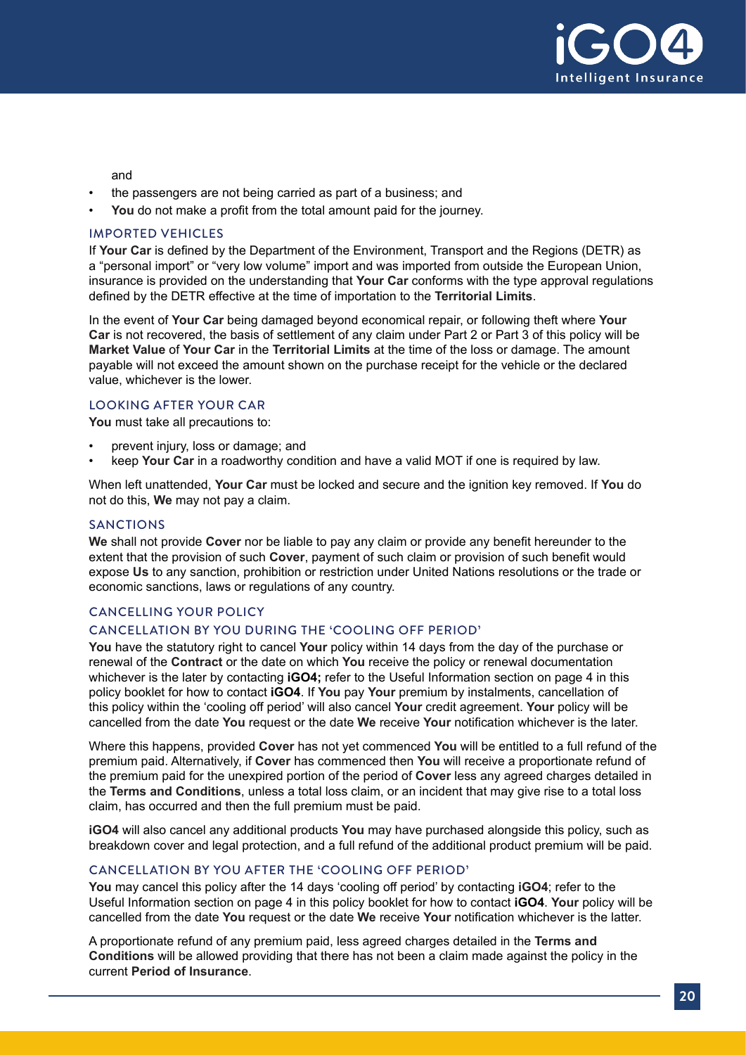and

- the passengers are not being carried as part of a business; and
- **You** do not make a profit from the total amount paid for the journey.

### IMPORTED VEHICLES

If **Your Car** is defined by the Department of the Environment, Transport and the Regions (DETR) as a "personal import" or "very low volume" import and was imported from outside the European Union, insurance is provided on the understanding that **Your Car** conforms with the type approval regulations defined by the DETR effective at the time of importation to the **Territorial Limits**.

In the event of **Your Car** being damaged beyond economical repair, or following theft where **Your Car** is not recovered, the basis of settlement of any claim under Part 2 or Part 3 of this policy will be **Market Value** of **Your Car** in the **Territorial Limits** at the time of the loss or damage. The amount payable will not exceed the amount shown on the purchase receipt for the vehicle or the declared value, whichever is the lower.

### LOOKING AFTER YOUR CAR

**You** must take all precautions to:

- prevent injury, loss or damage; and
- keep **Your Car** in a roadworthy condition and have a valid MOT if one is required by law.

When left unattended, **Your Car** must be locked and secure and the ignition key removed. If **You** do not do this, **We** may not pay a claim.

### SANCTIONS

**We** shall not provide **Cover** nor be liable to pay any claim or provide any benefit hereunder to the extent that the provision of such **Cover**, payment of such claim or provision of such benefit would expose **Us** to any sanction, prohibition or restriction under United Nations resolutions or the trade or economic sanctions, laws or regulations of any country.

### CANCELLING YOUR POLICY

### CANCELLATION BY YOU DURING THE 'COOLING OFF PERIOD'

**You** have the statutory right to cancel **Your** policy within 14 days from the day of the purchase or renewal of the **Contract** or the date on which **You** receive the policy or renewal documentation whichever is the later by contacting **iGO4;** refer to the Useful Information section on page 4 in this policy booklet for how to contact **iGO4**. If **You** pay **Your** premium by instalments, cancellation of this policy within the 'cooling off period' will also cancel **Your** credit agreement. **Your** policy will be cancelled from the date **You** request or the date **We** receive **Your** notification whichever is the later.

Where this happens, provided **Cover** has not yet commenced **You** will be entitled to a full refund of the premium paid. Alternatively, if **Cover** has commenced then **You** will receive a proportionate refund of the premium paid for the unexpired portion of the period of **Cover** less any agreed charges detailed in the **Terms and Conditions**, unless a total loss claim, or an incident that may give rise to a total loss claim, has occurred and then the full premium must be paid.

**iGO4** will also cancel any additional products **You** may have purchased alongside this policy, such as breakdown cover and legal protection, and a full refund of the additional product premium will be paid.

### CANCELLATION BY YOU AFTER THE 'COOLING OFF PERIOD'

**You** may cancel this policy after the 14 days 'cooling off period' by contacting **iGO4**; refer to the Useful Information section on page 4 in this policy booklet for how to contact **iGO4**. **Your** policy will be cancelled from the date **You** request or the date **We** receive **Your** notification whichever is the latter.

A proportionate refund of any premium paid, less agreed charges detailed in the **Terms and Conditions** will be allowed providing that there has not been a claim made against the policy in the current **Period of Insurance**.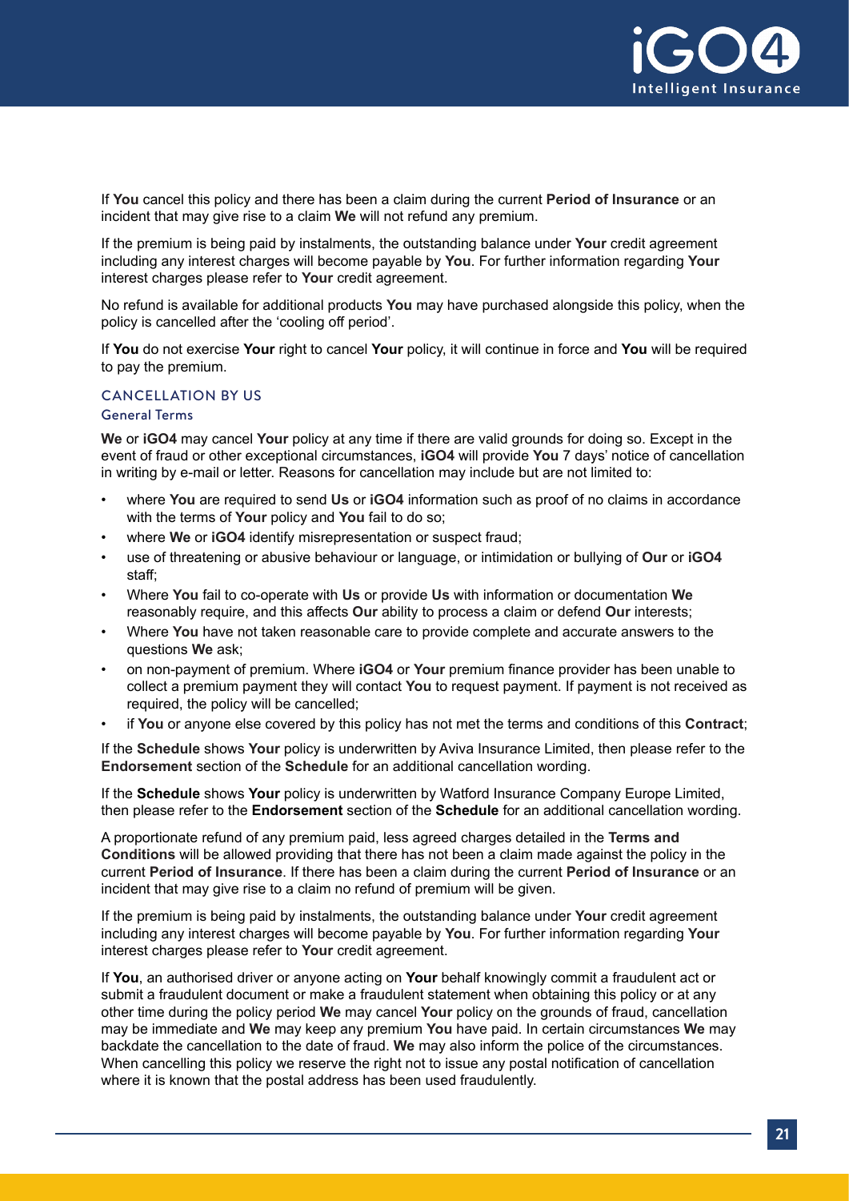If **You** cancel this policy and there has been a claim during the current **Period of Insurance** or an incident that may give rise to a claim **We** will not refund any premium.

If the premium is being paid by instalments, the outstanding balance under **Your** credit agreement including any interest charges will become payable by **You**. For further information regarding **Your** interest charges please refer to **Your** credit agreement.

No refund is available for additional products **You** may have purchased alongside this policy, when the policy is cancelled after the 'cooling off period'.

If **You** do not exercise **Your** right to cancel **Your** policy, it will continue in force and **You** will be required to pay the premium.

## CANCELLATION BY US

### General Terms

**We** or **iGO4** may cancel **Your** policy at any time if there are valid grounds for doing so. Except in the event of fraud or other exceptional circumstances, **iGO4** will provide **You** 7 days' notice of cancellation in writing by e-mail or letter. Reasons for cancellation may include but are not limited to:

- where **You** are required to send **Us** or **iGO4** information such as proof of no claims in accordance with the terms of **Your** policy and **You** fail to do so;
- where **We** or **iGO4** identify misrepresentation or suspect fraud;
- use of threatening or abusive behaviour or language, or intimidation or bullying of **Our** or **iGO4** staff;
- Where **You** fail to co-operate with **Us** or provide **Us** with information or documentation **We** reasonably require, and this affects **Our** ability to process a claim or defend **Our** interests;
- Where **You** have not taken reasonable care to provide complete and accurate answers to the questions **We** ask;
- on non-payment of premium. Where **iGO4** or **Your** premium finance provider has been unable to collect a premium payment they will contact **You** to request payment. If payment is not received as required, the policy will be cancelled;
- if **You** or anyone else covered by this policy has not met the terms and conditions of this **Contract**;

If the **Schedule** shows **Your** policy is underwritten by Aviva Insurance Limited, then please refer to the **Endorsement** section of the **Schedule** for an additional cancellation wording.

If the **Schedule** shows **Your** policy is underwritten by Watford Insurance Company Europe Limited, then please refer to the **Endorsement** section of the **Schedule** for an additional cancellation wording.

A proportionate refund of any premium paid, less agreed charges detailed in the **Terms and Conditions** will be allowed providing that there has not been a claim made against the policy in the current **Period of Insurance**. If there has been a claim during the current **Period of Insurance** or an incident that may give rise to a claim no refund of premium will be given.

If the premium is being paid by instalments, the outstanding balance under **Your** credit agreement including any interest charges will become payable by **You**. For further information regarding **Your** interest charges please refer to **Your** credit agreement.

If **You**, an authorised driver or anyone acting on **Your** behalf knowingly commit a fraudulent act or submit a fraudulent document or make a fraudulent statement when obtaining this policy or at any other time during the policy period **We** may cancel **Your** policy on the grounds of fraud, cancellation may be immediate and **We** may keep any premium **You** have paid. In certain circumstances **We** may backdate the cancellation to the date of fraud. **We** may also inform the police of the circumstances. When cancelling this policy we reserve the right not to issue any postal notification of cancellation where it is known that the postal address has been used fraudulently.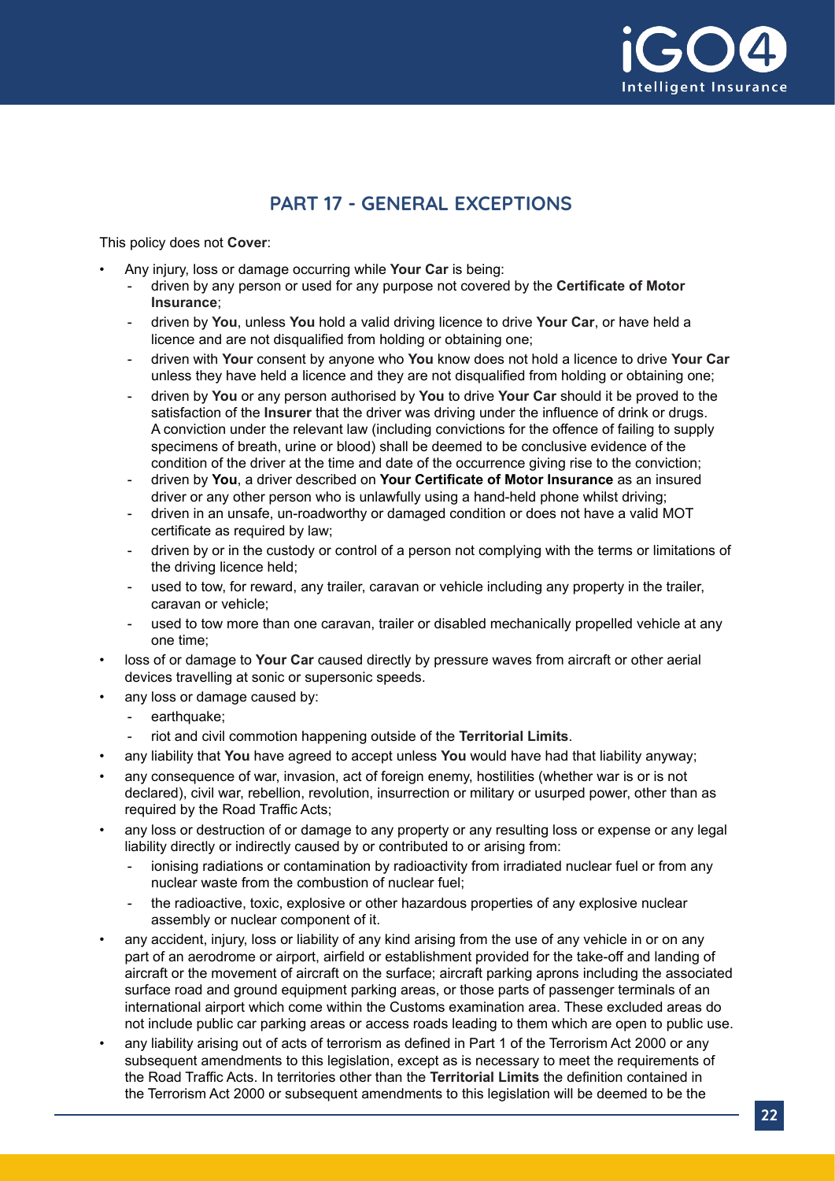## PART 17 - GENERAL EXCEPTIONS

This policy does not **Cover**:

- Any injury, loss or damage occurring while **Your Car** is being:
  - driven by any person or used for any purpose not covered by the **Certificate of Motor Insurance**;
  - driven by **You**, unless **You** hold a valid driving licence to drive **Your Car**, or have held a licence and are not disqualified from holding or obtaining one;
  - driven with **Your** consent by anyone who **You** know does not hold a licence to drive **Your Car** unless they have held a licence and they are not disqualified from holding or obtaining one;
  - driven by **You** or any person authorised by **You** to drive **Your Car** should it be proved to the satisfaction of the **Insurer** that the driver was driving under the influence of drink or drugs. A conviction under the relevant law (including convictions for the offence of failing to supply specimens of breath, urine or blood) shall be deemed to be conclusive evidence of the condition of the driver at the time and date of the occurrence giving rise to the conviction;
  - driven by **You**, a driver described on **Your Certificate of Motor Insurance** as an insured driver or any other person who is unlawfully using a hand-held phone whilst driving;
  - driven in an unsafe, un-roadworthy or damaged condition or does not have a valid MOT certificate as required by law;
  - driven by or in the custody or control of a person not complying with the terms or limitations of the driving licence held;
  - used to tow, for reward, any trailer, caravan or vehicle including any property in the trailer, caravan or vehicle;
  - used to tow more than one caravan, trailer or disabled mechanically propelled vehicle at any one time;
- loss of or damage to **Your Car** caused directly by pressure waves from aircraft or other aerial devices travelling at sonic or supersonic speeds.
- any loss or damage caused by:
  - earthquake;
  - riot and civil commotion happening outside of the **Territorial Limits**.
- any liability that **You** have agreed to accept unless **You** would have had that liability anyway;
- any consequence of war, invasion, act of foreign enemy, hostilities (whether war is or is not declared), civil war, rebellion, revolution, insurrection or military or usurped power, other than as required by the Road Traffic Acts;
- any loss or destruction of or damage to any property or any resulting loss or expense or any legal liability directly or indirectly caused by or contributed to or arising from:
  - ionising radiations or contamination by radioactivity from irradiated nuclear fuel or from any nuclear waste from the combustion of nuclear fuel;
  - the radioactive, toxic, explosive or other hazardous properties of any explosive nuclear assembly or nuclear component of it.
- any accident, injury, loss or liability of any kind arising from the use of any vehicle in or on any part of an aerodrome or airport, airfield or establishment provided for the take-off and landing of aircraft or the movement of aircraft on the surface; aircraft parking aprons including the associated surface road and ground equipment parking areas, or those parts of passenger terminals of an international airport which come within the Customs examination area. These excluded areas do not include public car parking areas or access roads leading to them which are open to public use.
- any liability arising out of acts of terrorism as defined in Part 1 of the Terrorism Act 2000 or any subsequent amendments to this legislation, except as is necessary to meet the requirements of the Road Traffic Acts. In territories other than the **Territorial Limits** the definition contained in the Terrorism Act 2000 or subsequent amendments to this legislation will be deemed to be the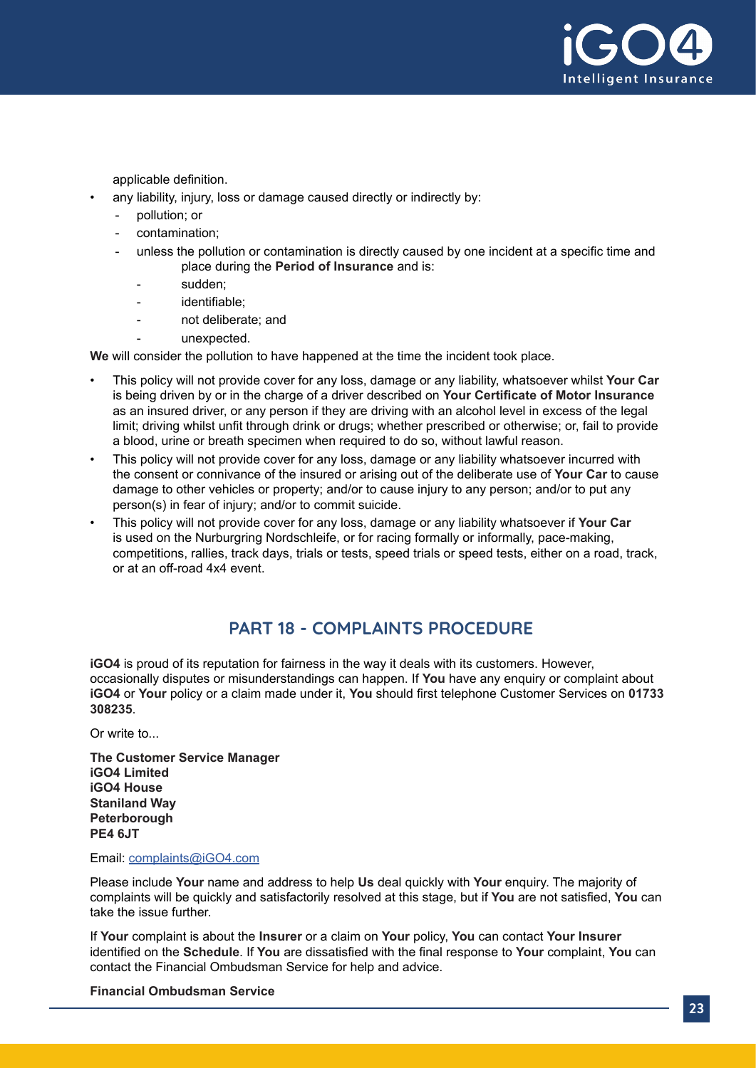applicable definition.

- any liability, injury, loss or damage caused directly or indirectly by:
  - pollution; or
  - contamination;
  - unless the pollution or contamination is directly caused by one incident at a specific time and place during the **Period of Insurance** and is:
    - sudden;
    - identifiable;
    - not deliberate; and
    - unexpected.

**We** will consider the pollution to have happened at the time the incident took place.

- This policy will not provide cover for any loss, damage or any liability, whatsoever whilst **Your Car** is being driven by or in the charge of a driver described on **Your Certificate of Motor Insurance** as an insured driver, or any person if they are driving with an alcohol level in excess of the legal limit; driving whilst unfit through drink or drugs; whether prescribed or otherwise; or, fail to provide a blood, urine or breath specimen when required to do so, without lawful reason.
- This policy will not provide cover for any loss, damage or any liability whatsoever incurred with the consent or connivance of the insured or arising out of the deliberate use of **Your Car** to cause damage to other vehicles or property; and/or to cause injury to any person; and/or to put any person(s) in fear of injury; and/or to commit suicide.
- This policy will not provide cover for any loss, damage or any liability whatsoever if **Your Car** is used on the Nurburgring Nordschleife, or for racing formally or informally, pace-making, competitions, rallies, track days, trials or tests, speed trials or speed tests, either on a road, track, or at an off-road 4x4 event.

## PART 18 - COMPLAINTS PROCEDURE

**iGO4** is proud of its reputation for fairness in the way it deals with its customers. However, occasionally disputes or misunderstandings can happen. If **You** have any enquiry or complaint about **iGO4** or **Your** policy or a claim made under it, **You** should first telephone Customer Services on **01733 308235**.

Or write to...

**The Customer Service Manager**
**iGO4 Limited**
**iGO4 House**
**Staniland Way**
**Peterborough**
**PE4 6JT**

Email: complaints@iGO4.com

Please include **Your** name and address to help **Us** deal quickly with **Your** enquiry. The majority of complaints will be quickly and satisfactorily resolved at this stage, but if **You** are not satisfied, **You** can take the issue further.

If **Your** complaint is about the **Insurer** or a claim on **Your** policy, **You** can contact **Your Insurer** identified on the **Schedule**. If **You** are dissatisfied with the final response to **Your** complaint, **You** can contact the Financial Ombudsman Service for help and advice.

**Financial Ombudsman Service**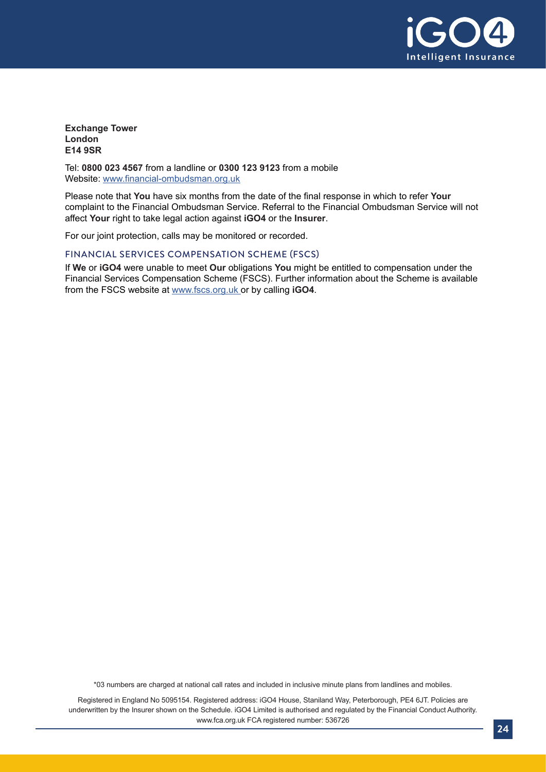**Exchange Tower**
**London**
**E14 9SR**

Tel: **0800 023 4567** from a landline or **0300 123 9123** from a mobile
Website: www.financial-ombudsman.org.uk

Please note that **You** have six months from the date of the final response in which to refer **Your** complaint to the Financial Ombudsman Service. Referral to the Financial Ombudsman Service will not affect **Your** right to take legal action against **iGO4** or the **Insurer**.

For our joint protection, calls may be monitored or recorded.

## FINANCIAL SERVICES COMPENSATION SCHEME (FSCS)

If **We** or **iGO4** were unable to meet **Our** obligations **You** might be entitled to compensation under the Financial Services Compensation Scheme (FSCS). Further information about the Scheme is available from the FSCS website at www.fscs.org.uk or by calling **iGO4**.

*03 numbers are charged at national call rates and included in inclusive minute plans from landlines and mobiles.

Registered in England No 5095154. Registered address: iGO4 House, Staniland Way, Peterborough, PE4 6JT. Policies are underwritten by the Insurer shown on the Schedule. iGO4 Limited is authorised and regulated by the Financial Conduct Authority. www.fca.org.uk FCA registered number: 536726